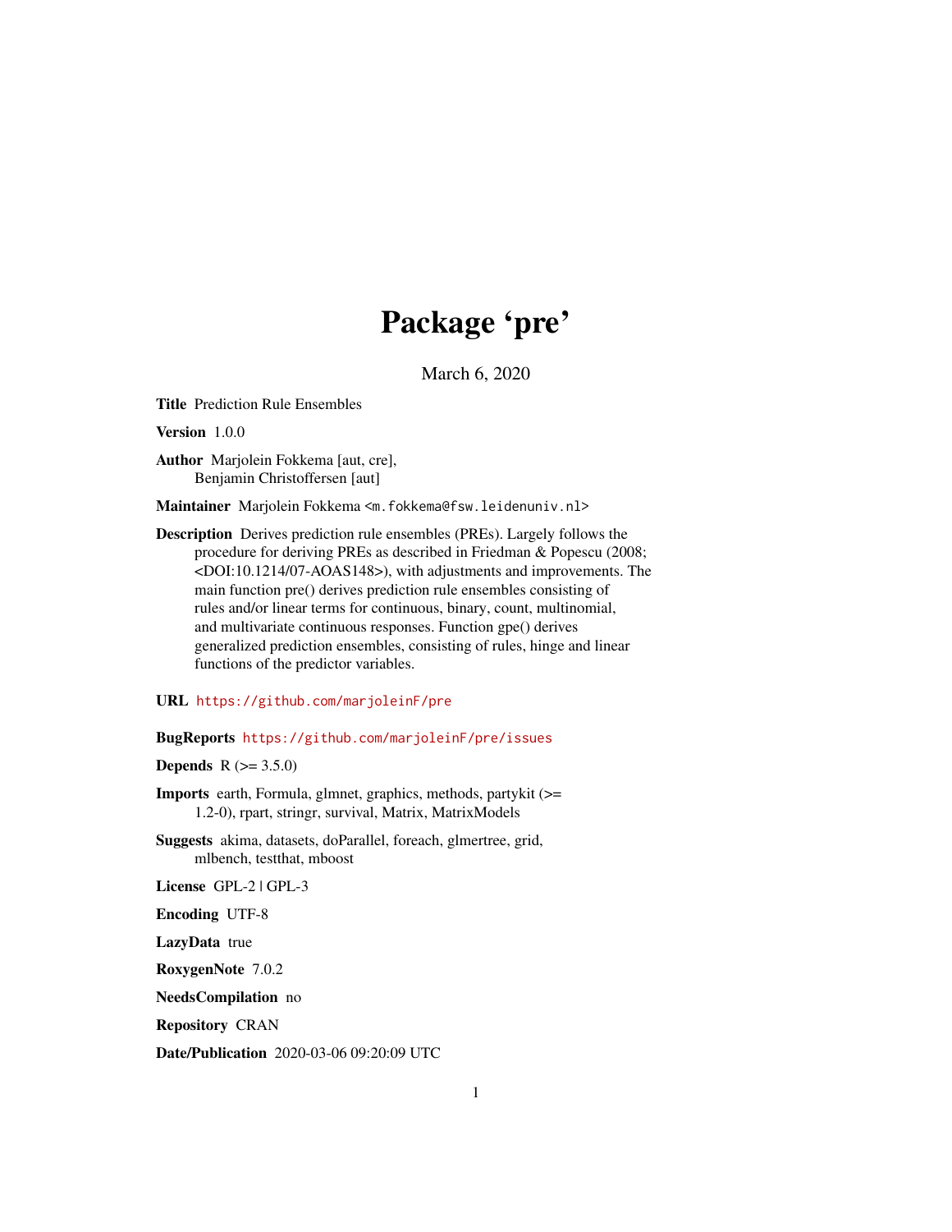# Package 'pre'

March 6, 2020

**Title** Prediction Rule Ensembles

**Version** 1.0.0

**Author** Marjolein Fokkema [aut, cre],
Benjamin Christoffersen [aut]

**Maintainer** Marjolein Fokkema <m.fokkema@fsw.leidenuniv.nl>

**Description** Derives prediction rule ensembles (PREs). Largely follows the procedure for deriving PREs as described in Friedman & Popescu (2008; <DOI:10.1214/07-AOAS148>), with adjustments and improvements. The main function pre() derives prediction rule ensembles consisting of rules and/or linear terms for continuous, binary, count, multinomial, and multivariate continuous responses. Function gpe() derives generalized prediction ensembles, consisting of rules, hinge and linear functions of the predictor variables.

**URL** https://github.com/marjoleinF/pre

**BugReports** https://github.com/marjoleinF/pre/issues

**Depends** R (>= 3.5.0)

**Imports** earth, Formula, glmnet, graphics, methods, partykit (>= 1.2-0), rpart, stringr, survival, Matrix, MatrixModels

**Suggests** akima, datasets, doParallel, foreach, glmertree, grid, mlbench, testthat, mboost

**License** GPL-2 | GPL-3

**Encoding** UTF-8

**LazyData** true

**RoxygenNote** 7.0.2

**NeedsCompilation** no

**Repository** CRAN

**Date/Publication** 2020-03-06 09:20:09 UTC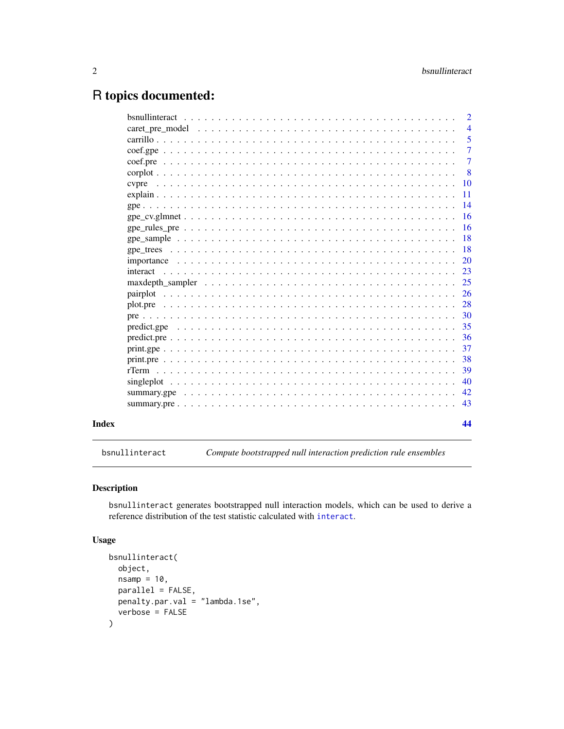# R topics documented:

| | |
|---|---|
| bsnullinteract | 2 |
| caret_pre_model | 4 |
| carrillo | 5 |
| coef.gpe | 7 |
| coef.pre | 7 |
| corplot | 8 |
| cvpre | 10 |
| explain | 11 |
| gpe | 14 |
| gpe_cv.glmnet | 16 |
| gpe_rules_pre | 16 |
| gpe_sample | 18 |
| gpe_trees | 18 |
| importance | 20 |
| interact | 23 |
| maxdepth_sampler | 25 |
| pairplot | 26 |
| plot.pre | 28 |
| pre | 30 |
| predict.gpe | 35 |
| predict.pre | 36 |
| print.gpe | 37 |
| print.pre | 38 |
| rTerm | 39 |
| singleplot | 40 |
| summary.gpe | 42 |
| summary.pre | 43 |
| **Index** | **44** |

---

`bsnullinteract` — *Compute bootstrapped null interaction prediction rule ensembles*

---

### Description

`bsnullinteract` generates bootstrapped null interaction models, which can be used to derive a reference distribution of the test statistic calculated with `interact`.

### Usage

```
bsnullinteract(
  object,
  nsamp = 10,
  parallel = FALSE,
  penalty.par.val = "lambda.1se",
  verbose = FALSE
)
```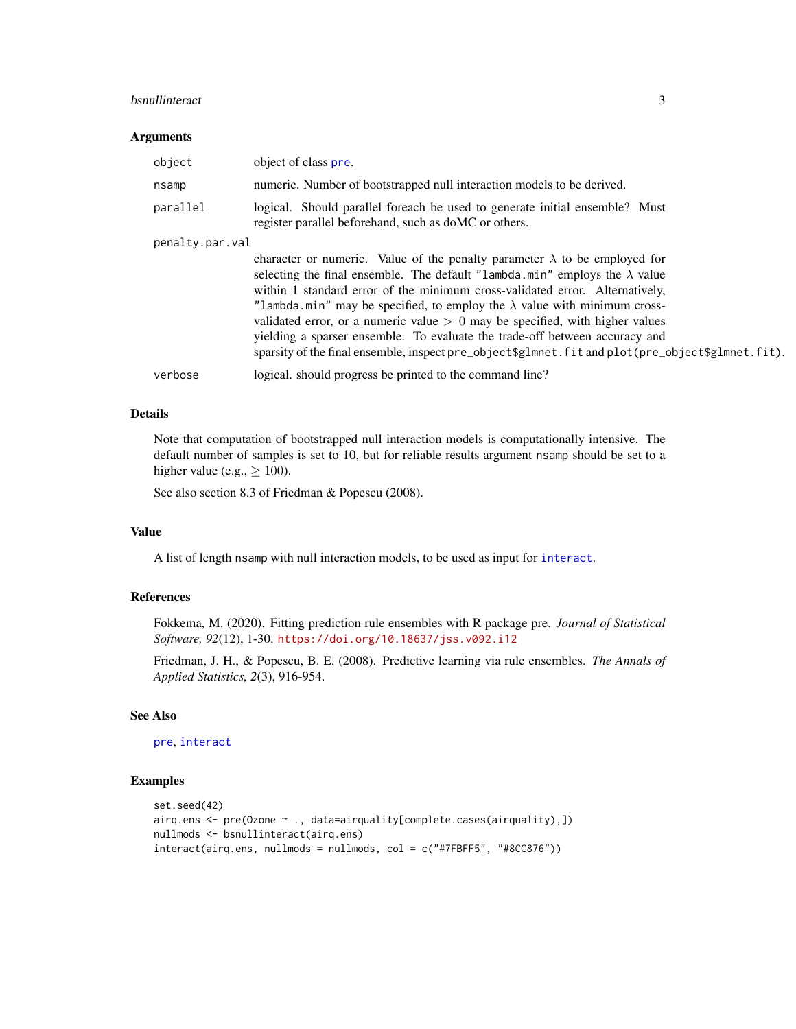### Arguments

| | |
|---|---|
| `object` | object of class `pre`. |
| `nsamp` | numeric. Number of bootstrapped null interaction models to be derived. |
| `parallel` | logical. Should parallel foreach be used to generate initial ensemble? Must register parallel beforehand, such as doMC or others. |
| `penalty.par.val` | character or numeric. Value of the penalty parameter $\lambda$ to be employed for selecting the final ensemble. The default `"lambda.min"` employs the $\lambda$ value within 1 standard error of the minimum cross-validated error. Alternatively, `"lambda.min"` may be specified, to employ the $\lambda$ value with minimum cross-validated error, or a numeric value $> 0$ may be specified, with higher values yielding a sparser ensemble. To evaluate the trade-off between accuracy and sparsity of the final ensemble, inspect `pre_object$glmnet.fit` and `plot(pre_object$glmnet.fit)`. |
| `verbose` | logical. should progress be printed to the command line? |

### Details

Note that computation of bootstrapped null interaction models is computationally intensive. The default number of samples is set to 10, but for reliable results argument `nsamp` should be set to a higher value (e.g., $\geq 100$).

See also section 8.3 of Friedman & Popescu (2008).

### Value

A list of length `nsamp` with null interaction models, to be used as input for `interact`.

### References

Fokkema, M. (2020). Fitting prediction rule ensembles with R package pre. *Journal of Statistical Software, 92*(12), 1-30. https://doi.org/10.18637/jss.v092.i12

Friedman, J. H., & Popescu, B. E. (2008). Predictive learning via rule ensembles. *The Annals of Applied Statistics, 2*(3), 916-954.

### See Also

`pre`, `interact`

### Examples

```
set.seed(42)
airq.ens <- pre(Ozone ~ ., data=airquality[complete.cases(airquality),])
nullmods <- bsnullinteract(airq.ens)
interact(airq.ens, nullmods = nullmods, col = c("#7FBFF5", "#8CC876"))
```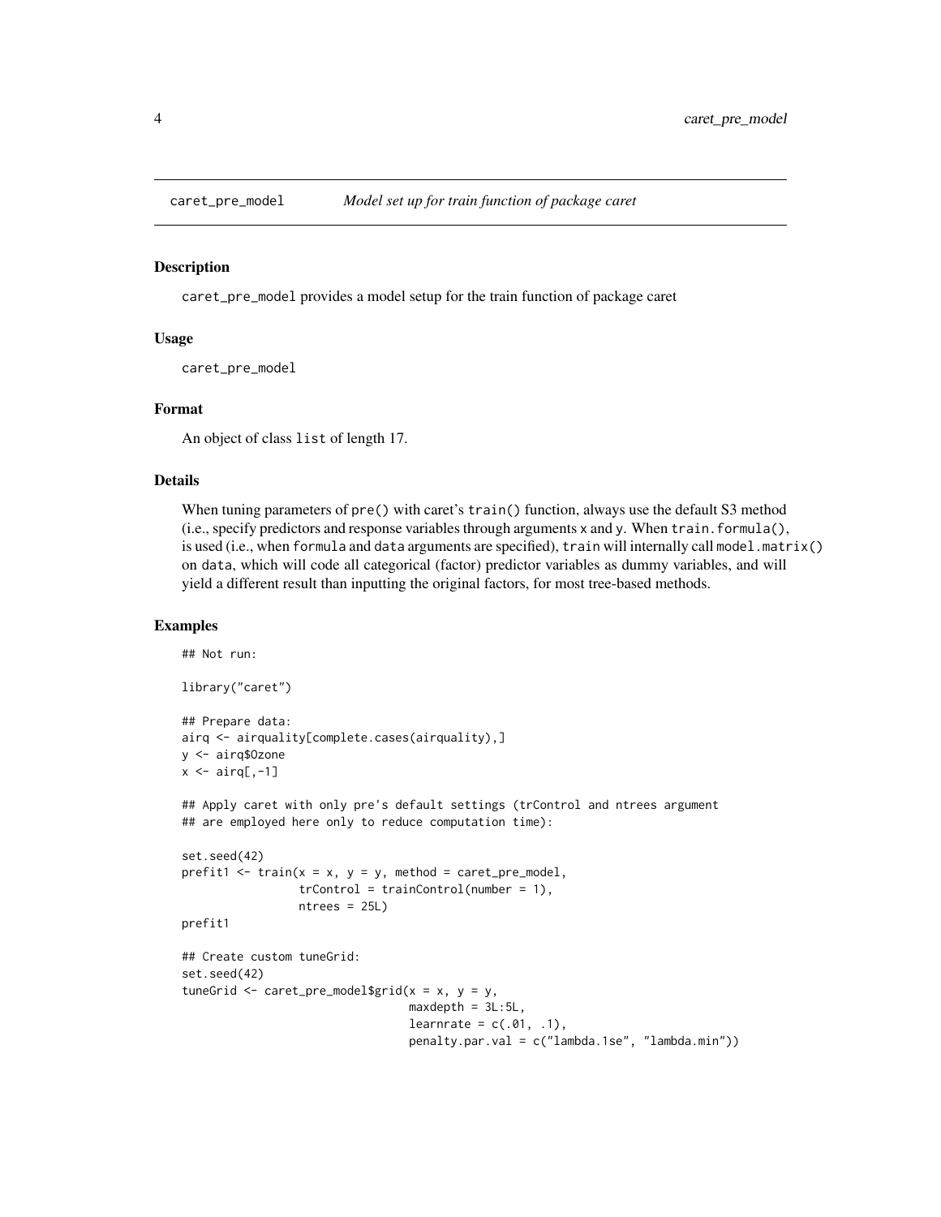`caret_pre_model` *Model set up for train function of package caret*

### Description

`caret_pre_model` provides a model setup for the train function of package caret

### Usage

```
caret_pre_model
```

### Format

An object of class `list` of length 17.

### Details

When tuning parameters of `pre()` with caret's `train()` function, always use the default S3 method (i.e., specify predictors and response variables through arguments `x` and `y`. When `train.formula()`, is used (i.e., when `formula` and `data` arguments are specified), `train` will internally call `model.matrix()` on `data`, which will code all categorical (factor) predictor variables as dummy variables, and will yield a different result than inputting the original factors, for most tree-based methods.

### Examples

```
## Not run:

library("caret")

## Prepare data:
airq <- airquality[complete.cases(airquality),]
y <- airq$Ozone
x <- airq[,-1]

## Apply caret with only pre's default settings (trControl and ntrees argument
## are employed here only to reduce computation time):

set.seed(42)
prefit1 <- train(x = x, y = y, method = caret_pre_model,
                 trControl = trainControl(number = 1),
                 ntrees = 25L)
prefit1

## Create custom tuneGrid:
set.seed(42)
tuneGrid <- caret_pre_model$grid(x = x, y = y,
                                 maxdepth = 3L:5L,
                                 learnrate = c(.01, .1),
                                 penalty.par.val = c("lambda.1se", "lambda.min"))
```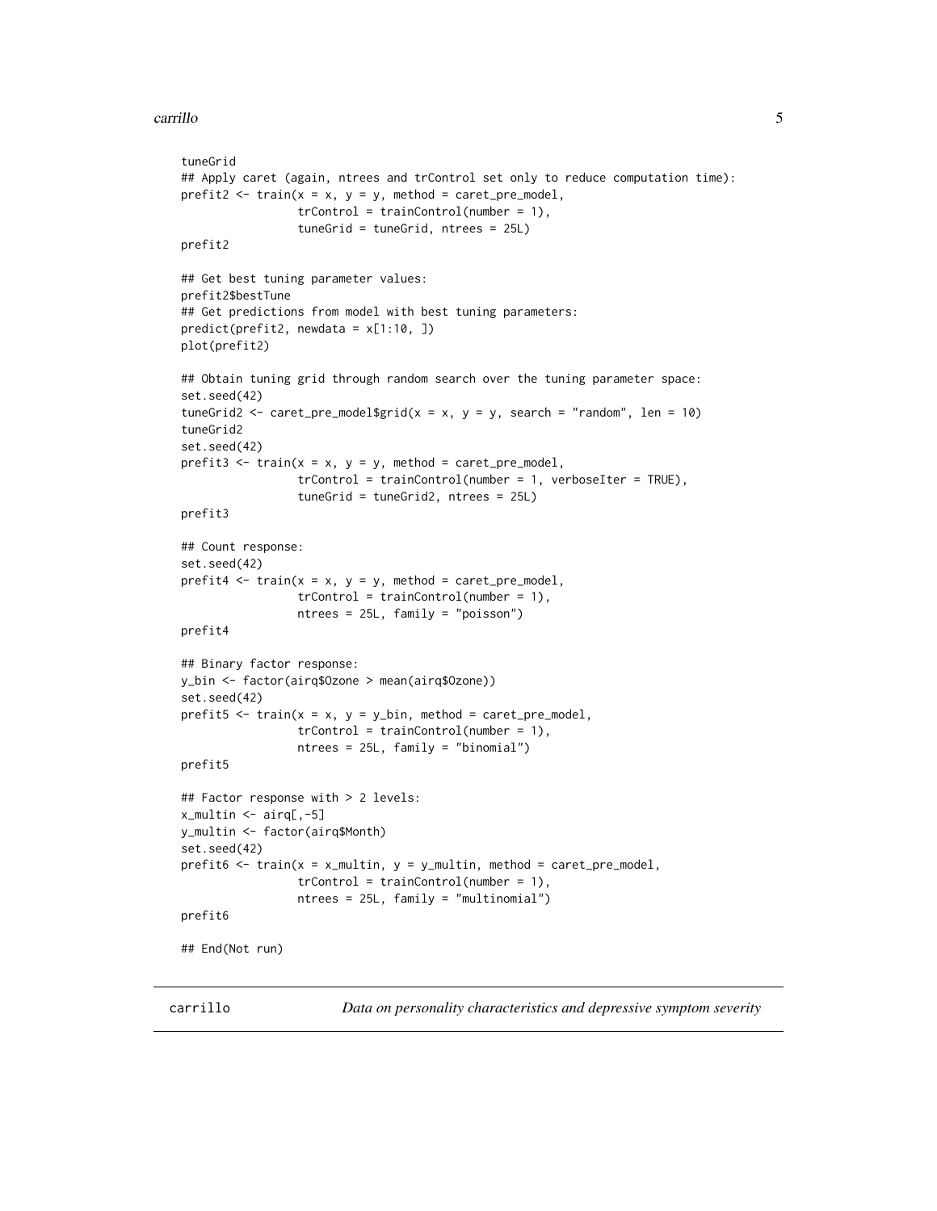```
tuneGrid
## Apply caret (again, ntrees and trControl set only to reduce computation time):
prefit2 <- train(x = x, y = y, method = caret_pre_model,
                 trControl = trainControl(number = 1),
                 tuneGrid = tuneGrid, ntrees = 25L)
prefit2

## Get best tuning parameter values:
prefit2$bestTune
## Get predictions from model with best tuning parameters:
predict(prefit2, newdata = x[1:10, ])
plot(prefit2)

## Obtain tuning grid through random search over the tuning parameter space:
set.seed(42)
tuneGrid2 <- caret_pre_model$grid(x = x, y = y, search = "random", len = 10)
tuneGrid2
set.seed(42)
prefit3 <- train(x = x, y = y, method = caret_pre_model,
                 trControl = trainControl(number = 1, verboseIter = TRUE),
                 tuneGrid = tuneGrid2, ntrees = 25L)
prefit3

## Count response:
set.seed(42)
prefit4 <- train(x = x, y = y, method = caret_pre_model,
                 trControl = trainControl(number = 1),
                 ntrees = 25L, family = "poisson")
prefit4

## Binary factor response:
y_bin <- factor(airq$Ozone > mean(airq$Ozone))
set.seed(42)
prefit5 <- train(x = x, y = y_bin, method = caret_pre_model,
                 trControl = trainControl(number = 1),
                 ntrees = 25L, family = "binomial")
prefit5

## Factor response with > 2 levels:
x_multin <- airq[,-5]
y_multin <- factor(airq$Month)
set.seed(42)
prefit6 <- train(x = x_multin, y = y_multin, method = caret_pre_model,
                 trControl = trainControl(number = 1),
                 ntrees = 25L, family = "multinomial")
prefit6

## End(Not run)
```

## carrillo *Data on personality characteristics and depressive symptom severity*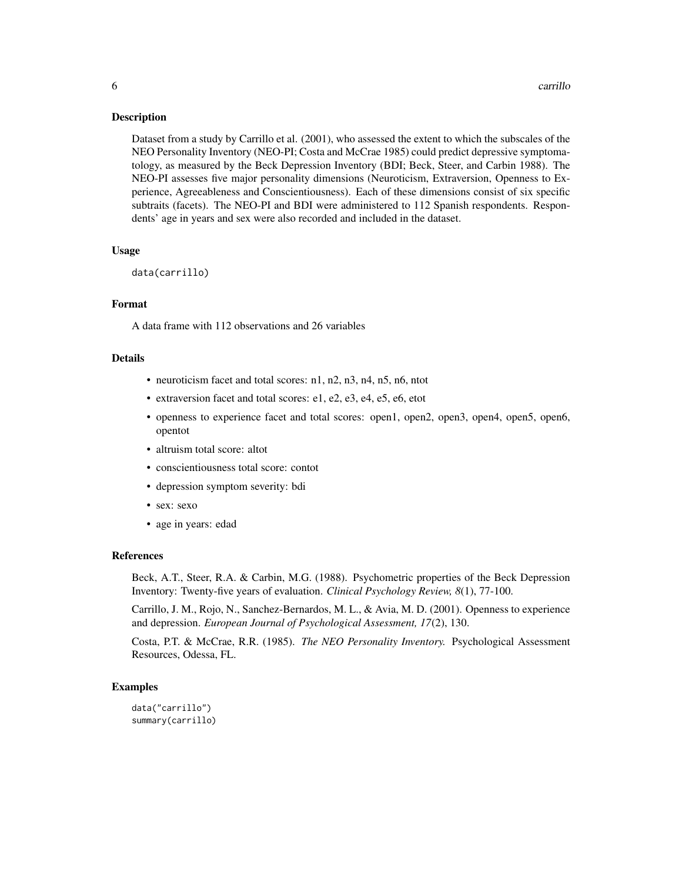## Description

Dataset from a study by Carrillo et al. (2001), who assessed the extent to which the subscales of the NEO Personality Inventory (NEO-PI; Costa and McCrae 1985) could predict depressive symptomatology, as measured by the Beck Depression Inventory (BDI; Beck, Steer, and Carbin 1988). The NEO-PI assesses five major personality dimensions (Neuroticism, Extraversion, Openness to Experience, Agreeableness and Conscientiousness). Each of these dimensions consist of six specific subtraits (facets). The NEO-PI and BDI were administered to 112 Spanish respondents. Respondents' age in years and sex were also recorded and included in the dataset.

## Usage

```
data(carrillo)
```

## Format

A data frame with 112 observations and 26 variables

## Details

- neuroticism facet and total scores: n1, n2, n3, n4, n5, n6, ntot
- extraversion facet and total scores: e1, e2, e3, e4, e5, e6, etot
- openness to experience facet and total scores: open1, open2, open3, open4, open5, open6, opentot
- altruism total score: altot
- conscientiousness total score: contot
- depression symptom severity: bdi
- sex: sexo
- age in years: edad

## References

Beck, A.T., Steer, R.A. & Carbin, M.G. (1988). Psychometric properties of the Beck Depression Inventory: Twenty-five years of evaluation. *Clinical Psychology Review, 8*(1), 77-100.

Carrillo, J. M., Rojo, N., Sanchez-Bernardos, M. L., & Avia, M. D. (2001). Openness to experience and depression. *European Journal of Psychological Assessment, 17*(2), 130.

Costa, P.T. & McCrae, R.R. (1985). *The NEO Personality Inventory.* Psychological Assessment Resources, Odessa, FL.

## Examples

```
data("carrillo")
summary(carrillo)
```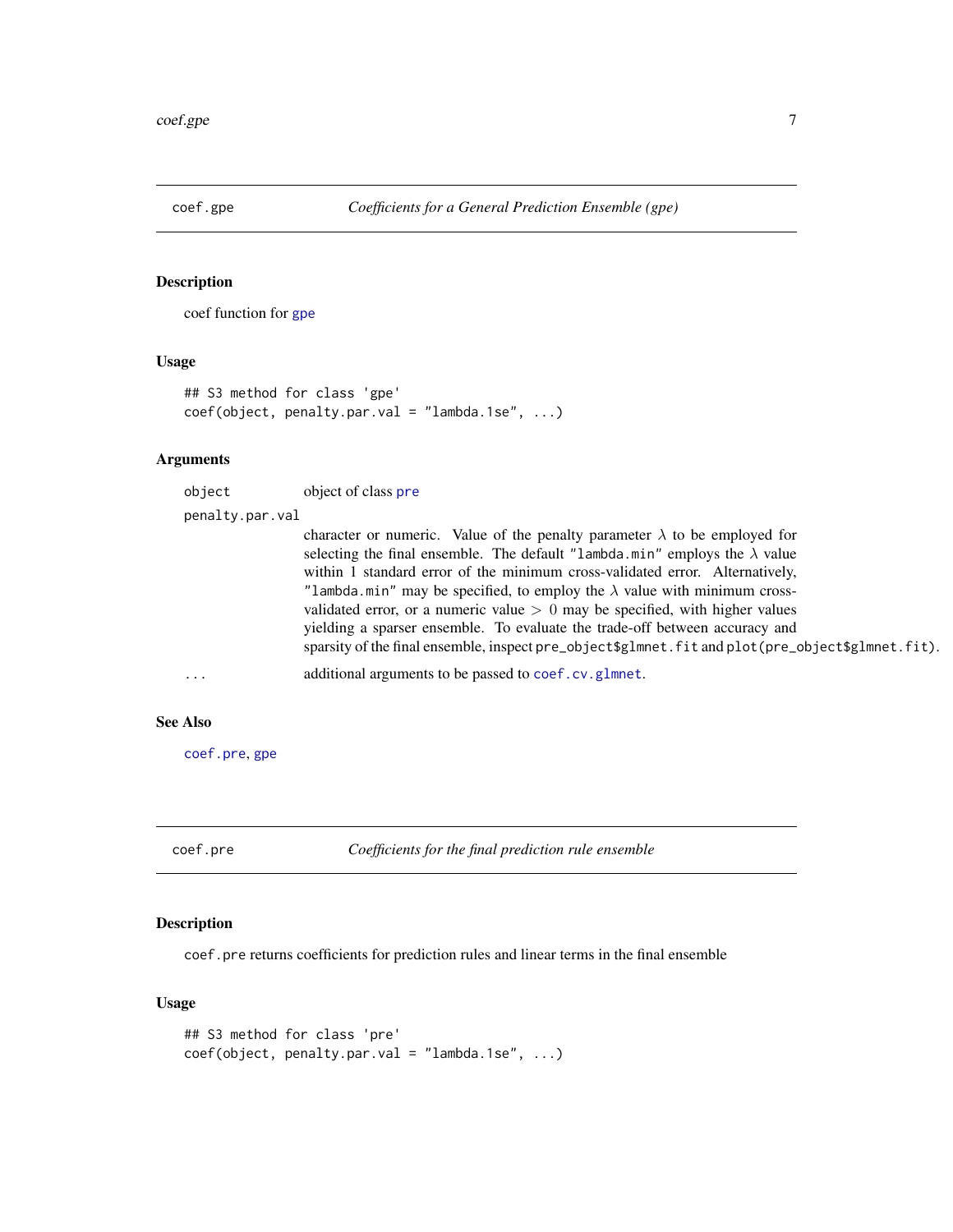## coef.gpe — *Coefficients for a General Prediction Ensemble (gpe)*

### Description

coef function for gpe

### Usage

```
## S3 method for class 'gpe'
coef(object, penalty.par.val = "lambda.1se", ...)
```

### Arguments

| | |
|---|---|
| `object` | object of class `pre` |
| `penalty.par.val` | character or numeric. Value of the penalty parameter $\lambda$ to be employed for selecting the final ensemble. The default `"lambda.min"` employs the $\lambda$ value within 1 standard error of the minimum cross-validated error. Alternatively, `"lambda.min"` may be specified, to employ the $\lambda$ value with minimum cross-validated error, or a numeric value $> 0$ may be specified, with higher values yielding a sparser ensemble. To evaluate the trade-off between accuracy and sparsity of the final ensemble, inspect `pre_object$glmnet.fit` and `plot(pre_object$glmnet.fit)`. |
| `...` | additional arguments to be passed to `coef.cv.glmnet`. |

### See Also

`coef.pre`, `gpe`

## coef.pre — *Coefficients for the final prediction rule ensemble*

### Description

`coef.pre` returns coefficients for prediction rules and linear terms in the final ensemble

### Usage

```
## S3 method for class 'pre'
coef(object, penalty.par.val = "lambda.1se", ...)
```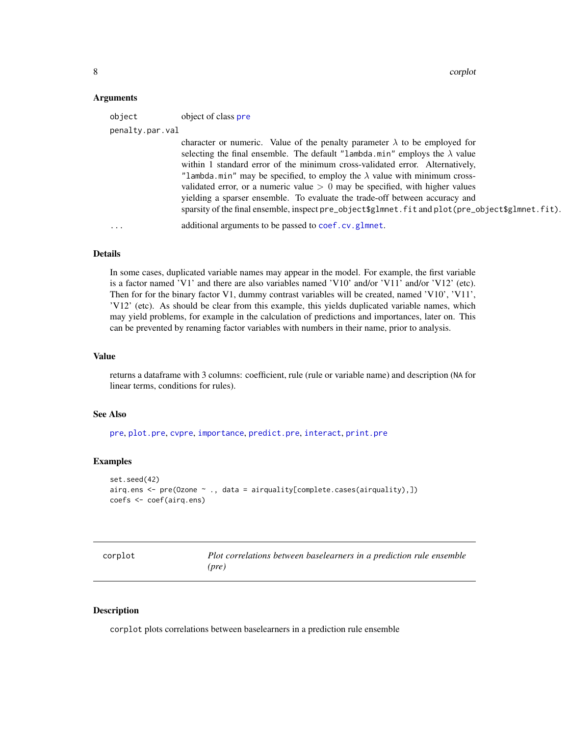### Arguments

object — object of class `pre`

penalty.par.val — character or numeric. Value of the penalty parameter $\lambda$ to be employed for selecting the final ensemble. The default `"lambda.min"` employs the $\lambda$ value within 1 standard error of the minimum cross-validated error. Alternatively, `"lambda.min"` may be specified, to employ the $\lambda$ value with minimum cross-validated error, or a numeric value $> 0$ may be specified, with higher values yielding a sparser ensemble. To evaluate the trade-off between accuracy and sparsity of the final ensemble, inspect `pre_object$glmnet.fit` and `plot(pre_object$glmnet.fit)`.

... — additional arguments to be passed to `coef.cv.glmnet`.

### Details

In some cases, duplicated variable names may appear in the model. For example, the first variable is a factor named 'V1' and there are also variables named 'V10' and/or 'V11' and/or 'V12' (etc). Then for for the binary factor V1, dummy contrast variables will be created, named 'V10', 'V11', 'V12' (etc). As should be clear from this example, this yields duplicated variable names, which may yield problems, for example in the calculation of predictions and importances, later on. This can be prevented by renaming factor variables with numbers in their name, prior to analysis.

### Value

returns a dataframe with 3 columns: coefficient, rule (rule or variable name) and description (`NA` for linear terms, conditions for rules).

### See Also

`pre`, `plot.pre`, `cvpre`, `importance`, `predict.pre`, `interact`, `print.pre`

### Examples

```
set.seed(42)
airq.ens <- pre(Ozone ~ ., data = airquality[complete.cases(airquality),])
coefs <- coef(airq.ens)
```

---

## corplot — *Plot correlations between baselearners in a prediction rule ensemble (pre)*

### Description

`corplot` plots correlations between baselearners in a prediction rule ensemble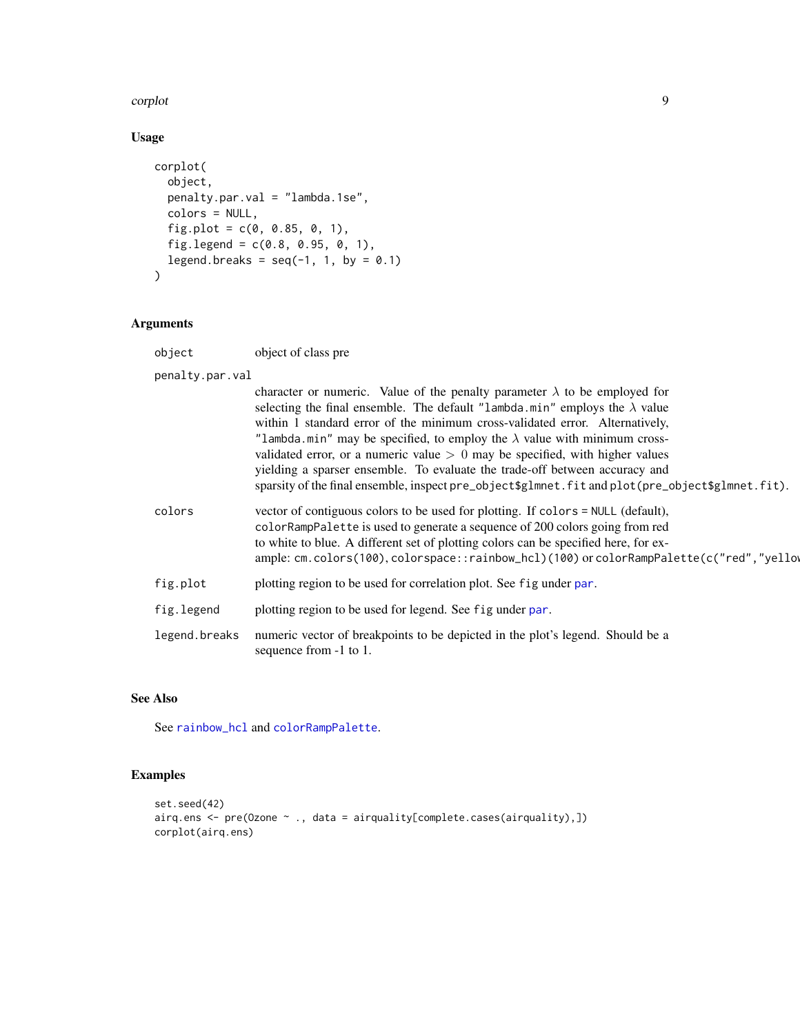## Usage

```
corplot(
  object,
  penalty.par.val = "lambda.1se",
  colors = NULL,
  fig.plot = c(0, 0.85, 0, 1),
  fig.legend = c(0.8, 0.95, 0, 1),
  legend.breaks = seq(-1, 1, by = 0.1)
)
```

## Arguments

| | |
|---|---|
| `object` | object of class pre |
| `penalty.par.val` | character or numeric. Value of the penalty parameter $\lambda$ to be employed for selecting the final ensemble. The default `"lambda.min"` employs the $\lambda$ value within 1 standard error of the minimum cross-validated error. Alternatively, `"lambda.min"` may be specified, to employ the $\lambda$ value with minimum cross-validated error, or a numeric value $> 0$ may be specified, with higher values yielding a sparser ensemble. To evaluate the trade-off between accuracy and sparsity of the final ensemble, inspect `pre_object$glmnet.fit` and `plot(pre_object$glmnet.fit)`. |
| `colors` | vector of contiguous colors to be used for plotting. If `colors = NULL` (default), `colorRampPalette` is used to generate a sequence of 200 colors going from red to white to blue. A different set of plotting colors can be specified here, for example: `cm.colors(100)`, `colorspace::rainbow_hcl)(100)` or `colorRampPalette(c("red","yellow` |
| `fig.plot` | plotting region to be used for correlation plot. See `fig` under `par`. |
| `fig.legend` | plotting region to be used for legend. See `fig` under `par`. |
| `legend.breaks` | numeric vector of breakpoints to be depicted in the plot's legend. Should be a sequence from -1 to 1. |

## See Also

See `rainbow_hcl` and `colorRampPalette`.

## Examples

```
set.seed(42)
airq.ens <- pre(Ozone ~ ., data = airquality[complete.cases(airquality),])
corplot(airq.ens)
```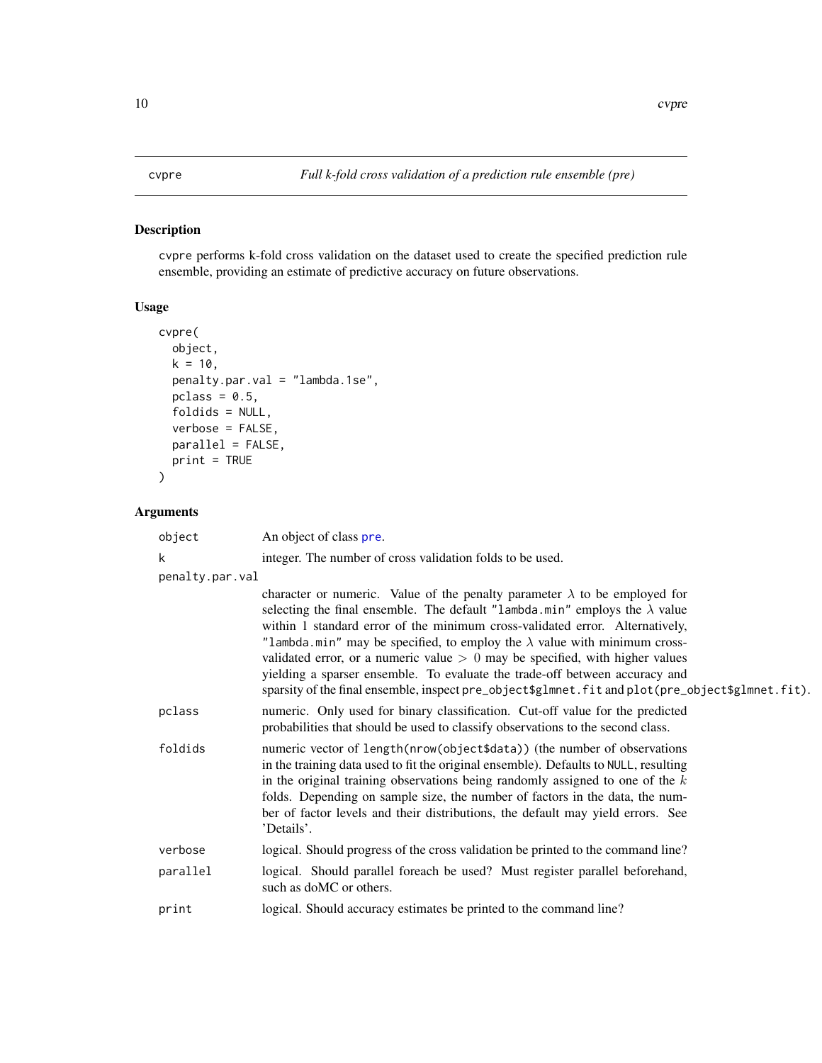cvpre — *Full k-fold cross validation of a prediction rule ensemble (pre)*

## Description

cvpre performs k-fold cross validation on the dataset used to create the specified prediction rule ensemble, providing an estimate of predictive accuracy on future observations.

## Usage

```
cvpre(
  object,
  k = 10,
  penalty.par.val = "lambda.1se",
  pclass = 0.5,
  foldids = NULL,
  verbose = FALSE,
  parallel = FALSE,
  print = TRUE
)
```

## Arguments

| Argument | Description |
|---|---|
| `object` | An object of class `pre`. |
| `k` | integer. The number of cross validation folds to be used. |
| `penalty.par.val` | character or numeric. Value of the penalty parameter $\lambda$ to be employed for selecting the final ensemble. The default `"lambda.min"` employs the $\lambda$ value within 1 standard error of the minimum cross-validated error. Alternatively, `"lambda.min"` may be specified, to employ the $\lambda$ value with minimum cross-validated error, or a numeric value $> 0$ may be specified, with higher values yielding a sparser ensemble. To evaluate the trade-off between accuracy and sparsity of the final ensemble, inspect `pre_object$glmnet.fit` and `plot(pre_object$glmnet.fit)`. |
| `pclass` | numeric. Only used for binary classification. Cut-off value for the predicted probabilities that should be used to classify observations to the second class. |
| `foldids` | numeric vector of `length(nrow(object$data))` (the number of observations in the training data used to fit the original ensemble). Defaults to `NULL`, resulting in the original training observations being randomly assigned to one of the $k$ folds. Depending on sample size, the number of factors in the data, the number of factor levels and their distributions, the default may yield errors. See 'Details'. |
| `verbose` | logical. Should progress of the cross validation be printed to the command line? |
| `parallel` | logical. Should parallel foreach be used? Must register parallel beforehand, such as doMC or others. |
| `print` | logical. Should accuracy estimates be printed to the command line? |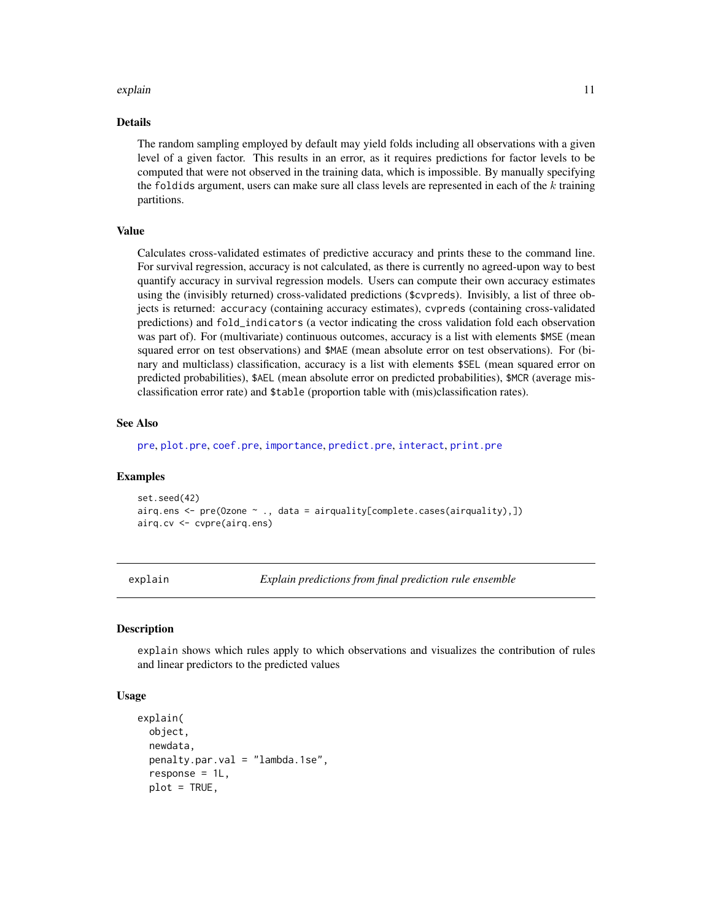### Details

The random sampling employed by default may yield folds including all observations with a given level of a given factor. This results in an error, as it requires predictions for factor levels to be computed that were not observed in the training data, which is impossible. By manually specifying the `foldids` argument, users can make sure all class levels are represented in each of the $k$ training partitions.

### Value

Calculates cross-validated estimates of predictive accuracy and prints these to the command line. For survival regression, accuracy is not calculated, as there is currently no agreed-upon way to best quantify accuracy in survival regression models. Users can compute their own accuracy estimates using the (invisibly returned) cross-validated predictions (`$cvpreds`). Invisibly, a list of three objects is returned: `accuracy` (containing accuracy estimates), `cvpreds` (containing cross-validated predictions) and `fold_indicators` (a vector indicating the cross validation fold each observation was part of). For (multivariate) continuous outcomes, accuracy is a list with elements `$MSE` (mean squared error on test observations) and `$MAE` (mean absolute error on test observations). For (binary and multiclass) classification, accuracy is a list with elements `$SEL` (mean squared error on predicted probabilities), `$AEL` (mean absolute error on predicted probabilities), `$MCR` (average misclassification error rate) and `$table` (proportion table with (mis)classification rates).

### See Also

pre, plot.pre, coef.pre, importance, predict.pre, interact, print.pre

### Examples

```
set.seed(42)
airq.ens <- pre(Ozone ~ ., data = airquality[complete.cases(airquality),])
airq.cv <- cvpre(airq.ens)
```

---

## explain — *Explain predictions from final prediction rule ensemble*

### Description

`explain` shows which rules apply to which observations and visualizes the contribution of rules and linear predictors to the predicted values

### Usage

```
explain(
  object,
  newdata,
  penalty.par.val = "lambda.1se",
  response = 1L,
  plot = TRUE,
```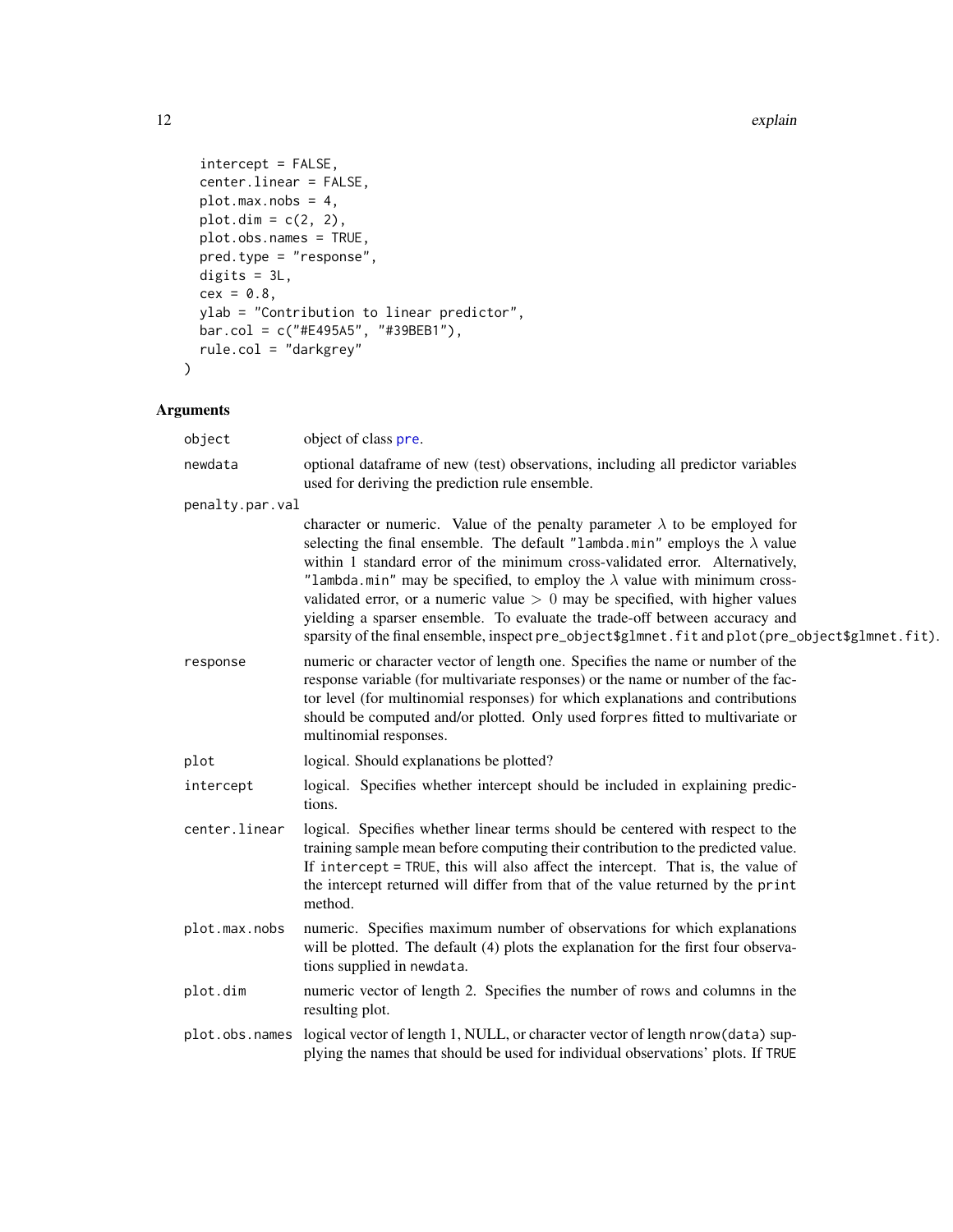```
  intercept = FALSE,
  center.linear = FALSE,
  plot.max.nobs = 4,
  plot.dim = c(2, 2),
  plot.obs.names = TRUE,
  pred.type = "response",
  digits = 3L,
  cex = 0.8,
  ylab = "Contribution to linear predictor",
  bar.col = c("#E495A5", "#39BEB1"),
  rule.col = "darkgrey"
)
```

## Arguments

| | |
|---|---|
| object | object of class pre. |
| newdata | optional dataframe of new (test) observations, including all predictor variables used for deriving the prediction rule ensemble. |
| penalty.par.val | character or numeric. Value of the penalty parameter $\lambda$ to be employed for selecting the final ensemble. The default "lambda.min" employs the $\lambda$ value within 1 standard error of the minimum cross-validated error. Alternatively, "lambda.min" may be specified, to employ the $\lambda$ value with minimum cross-validated error, or a numeric value $> 0$ may be specified, with higher values yielding a sparser ensemble. To evaluate the trade-off between accuracy and sparsity of the final ensemble, inspect `pre_object$glmnet.fit` and `plot(pre_object$glmnet.fit)`. |
| response | numeric or character vector of length one. Specifies the name or number of the response variable (for multivariate responses) or the name or number of the factor level (for multinomial responses) for which explanations and contributions should be computed and/or plotted. Only used forpres fitted to multivariate or multinomial responses. |
| plot | logical. Should explanations be plotted? |
| intercept | logical. Specifies whether intercept should be included in explaining predictions. |
| center.linear | logical. Specifies whether linear terms should be centered with respect to the training sample mean before computing their contribution to the predicted value. If intercept = TRUE, this will also affect the intercept. That is, the value of the intercept returned will differ from that of the value returned by the print method. |
| plot.max.nobs | numeric. Specifies maximum number of observations for which explanations will be plotted. The default (4) plots the explanation for the first four observations supplied in newdata. |
| plot.dim | numeric vector of length 2. Specifies the number of rows and columns in the resulting plot. |
| plot.obs.names | logical vector of length 1, NULL, or character vector of length nrow(data) supplying the names that should be used for individual observations' plots. If TRUE |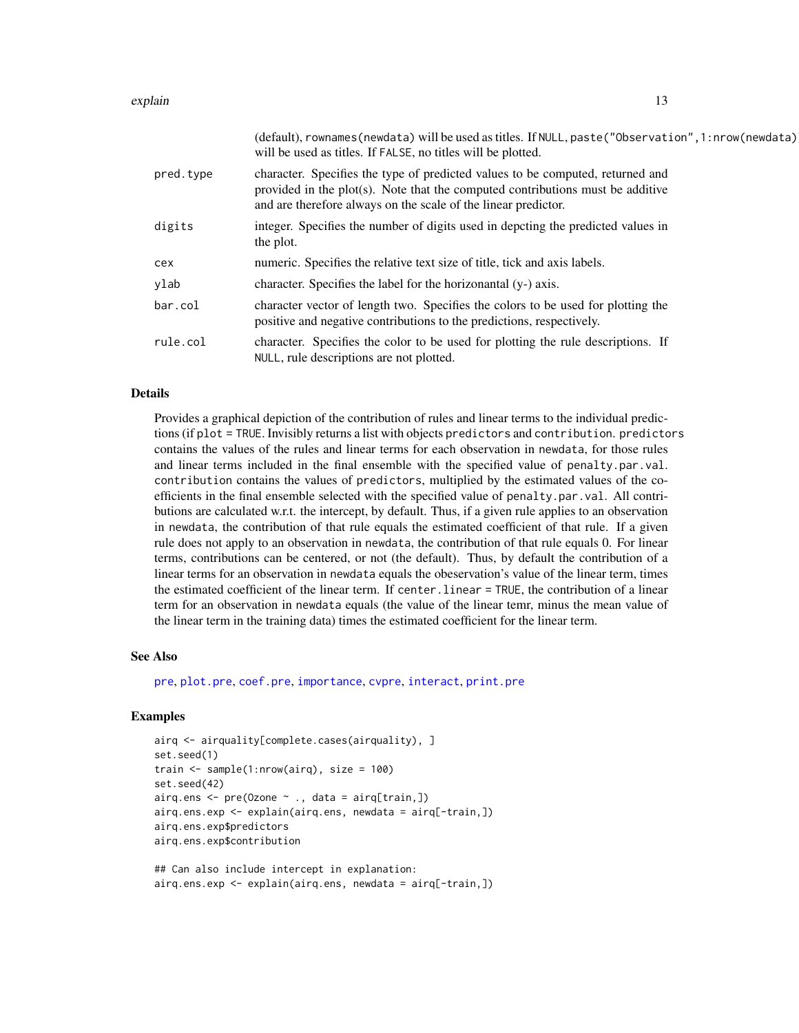| | |
|---|---|
| | (default), rownames(newdata) will be used as titles. If NULL, paste("Observation",1:nrow(newdata)) will be used as titles. If FALSE, no titles will be plotted. |
| pred.type | character. Specifies the type of predicted values to be computed, returned and provided in the plot(s). Note that the computed contributions must be additive and are therefore always on the scale of the linear predictor. |
| digits | integer. Specifies the number of digits used in depcting the predicted values in the plot. |
| cex | numeric. Specifies the relative text size of title, tick and axis labels. |
| ylab | character. Specifies the label for the horizonantal (y-) axis. |
| bar.col | character vector of length two. Specifies the colors to be used for plotting the positive and negative contributions to the predictions, respectively. |
| rule.col | character. Specifies the color to be used for plotting the rule descriptions. If NULL, rule descriptions are not plotted. |

## Details

Provides a graphical depiction of the contribution of rules and linear terms to the individual predictions (if plot = TRUE. Invisibly returns a list with objects predictors and contribution. predictors contains the values of the rules and linear terms for each observation in newdata, for those rules and linear terms included in the final ensemble with the specified value of penalty.par.val. contribution contains the values of predictors, multiplied by the estimated values of the coefficients in the final ensemble selected with the specified value of penalty.par.val. All contributions are calculated w.r.t. the intercept, by default. Thus, if a given rule applies to an observation in newdata, the contribution of that rule equals the estimated coefficient of that rule. If a given rule does not apply to an observation in newdata, the contribution of that rule equals 0. For linear terms, contributions can be centered, or not (the default). Thus, by default the contribution of a linear terms for an observation in newdata equals the obeservation's value of the linear term, times the estimated coefficient of the linear term. If center.linear = TRUE, the contribution of a linear term for an observation in newdata equals (the value of the linear temr, minus the mean value of the linear term in the training data) times the estimated coefficient for the linear term.

## See Also

pre, plot.pre, coef.pre, importance, cvpre, interact, print.pre

## Examples

```
airq <- airquality[complete.cases(airquality), ]
set.seed(1)
train <- sample(1:nrow(airq), size = 100)
set.seed(42)
airq.ens <- pre(Ozone ~ ., data = airq[train,])
airq.ens.exp <- explain(airq.ens, newdata = airq[-train,])
airq.ens.exp$predictors
airq.ens.exp$contribution

## Can also include intercept in explanation:
airq.ens.exp <- explain(airq.ens, newdata = airq[-train,])
```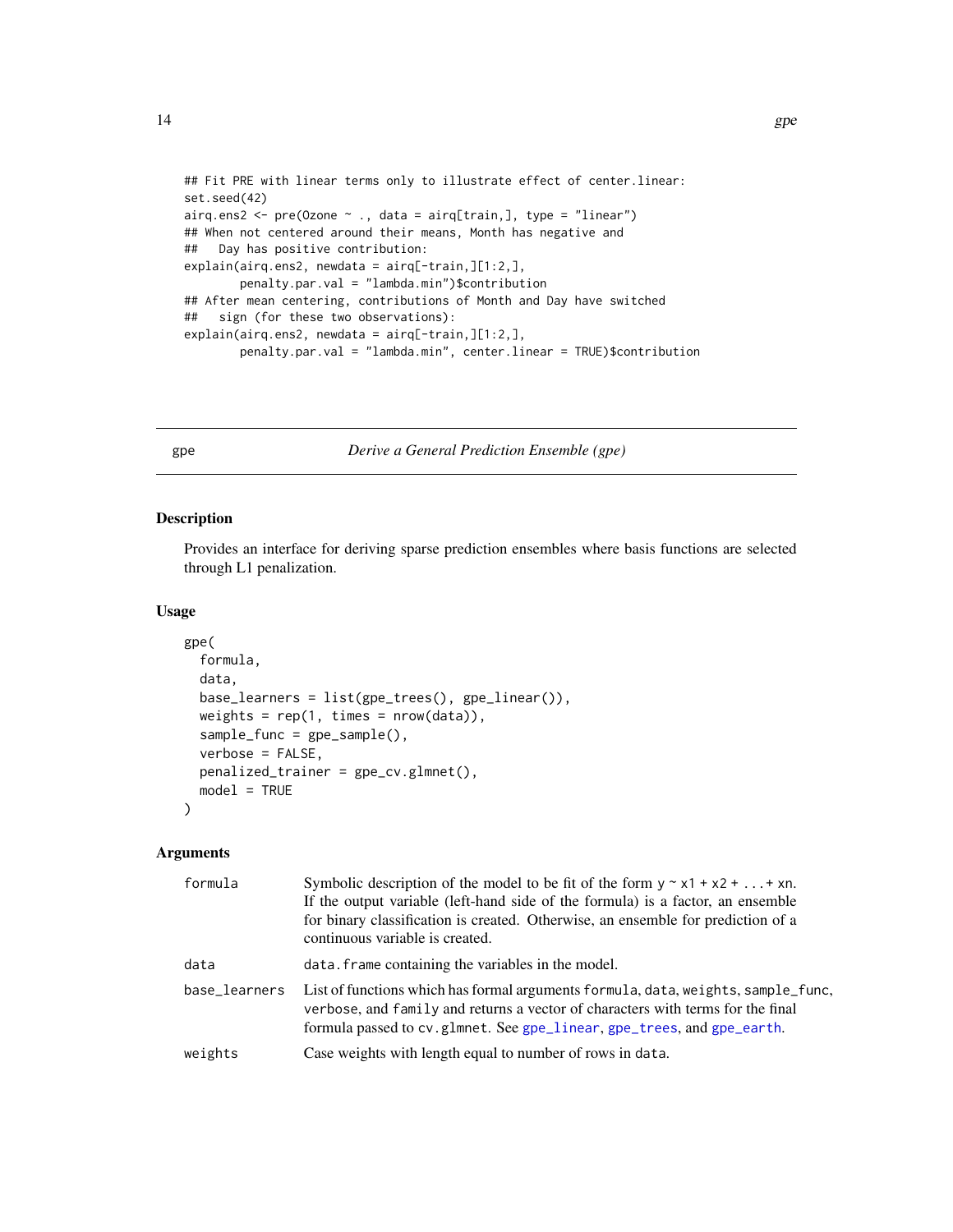```
## Fit PRE with linear terms only to illustrate effect of center.linear:
set.seed(42)
airq.ens2 <- pre(Ozone ~ ., data = airq[train,], type = "linear")
## When not centered around their means, Month has negative and
##   Day has positive contribution:
explain(airq.ens2, newdata = airq[-train,][1:2,],
        penalty.par.val = "lambda.min")$contribution
## After mean centering, contributions of Month and Day have switched
##   sign (for these two observations):
explain(airq.ens2, newdata = airq[-train,][1:2,],
        penalty.par.val = "lambda.min", center.linear = TRUE)$contribution
```

---

gpe — *Derive a General Prediction Ensemble (gpe)*

---

### Description

Provides an interface for deriving sparse prediction ensembles where basis functions are selected through L1 penalization.

### Usage

```
gpe(
  formula,
  data,
  base_learners = list(gpe_trees(), gpe_linear()),
  weights = rep(1, times = nrow(data)),
  sample_func = gpe_sample(),
  verbose = FALSE,
  penalized_trainer = gpe_cv.glmnet(),
  model = TRUE
)
```

### Arguments

| | |
|---|---|
| `formula` | Symbolic description of the model to be fit of the form `y ~ x1 + x2 + ...+ xn`. If the output variable (left-hand side of the formula) is a factor, an ensemble for binary classification is created. Otherwise, an ensemble for prediction of a continuous variable is created. |
| `data` | `data.frame` containing the variables in the model. |
| `base_learners` | List of functions which has formal arguments `formula`, `data`, `weights`, `sample_func`, `verbose`, and `family` and returns a vector of characters with terms for the final formula passed to `cv.glmnet`. See `gpe_linear`, `gpe_trees`, and `gpe_earth`. |
| `weights` | Case weights with length equal to number of rows in `data`. |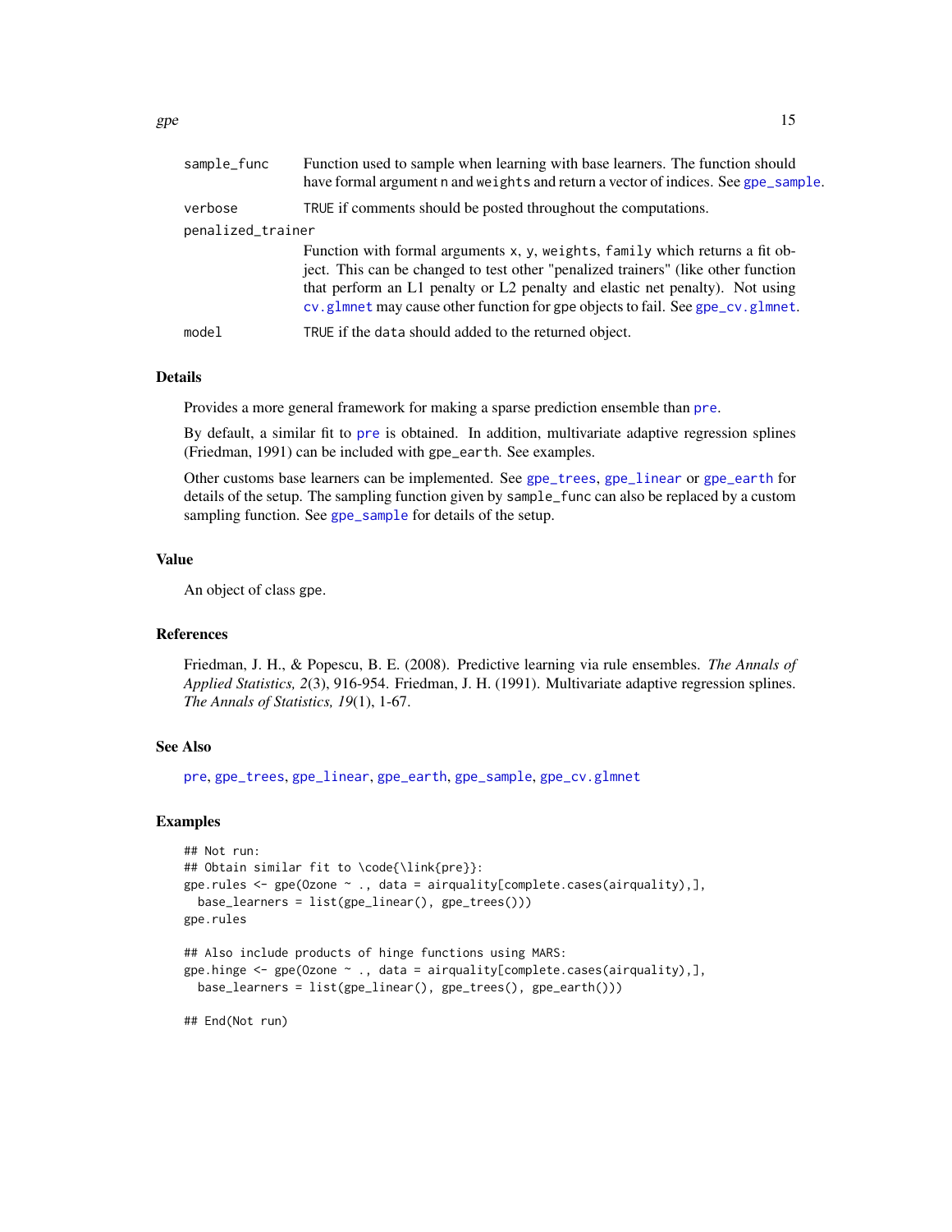| | |
|---|---|
| `sample_func` | Function used to sample when learning with base learners. The function should have formal argument `n` and `weights` and return a vector of indices. See `gpe_sample`. |
| `verbose` | `TRUE` if comments should be posted throughout the computations. |
| `penalized_trainer` | Function with formal arguments `x`, `y`, `weights`, `family` which returns a fit object. This can be changed to test other "penalized trainers" (like other function that perform an L1 penalty or L2 penalty and elastic net penalty). Not using `cv.glmnet` may cause other function for gpe objects to fail. See `gpe_cv.glmnet`. |
| `model` | `TRUE` if the `data` should added to the returned object. |

## Details

Provides a more general framework for making a sparse prediction ensemble than `pre`.

By default, a similar fit to `pre` is obtained. In addition, multivariate adaptive regression splines (Friedman, 1991) can be included with `gpe_earth`. See examples.

Other customs base learners can be implemented. See `gpe_trees`, `gpe_linear` or `gpe_earth` for details of the setup. The sampling function given by `sample_func` can also be replaced by a custom sampling function. See `gpe_sample` for details of the setup.

## Value

An object of class `gpe`.

## References

Friedman, J. H., & Popescu, B. E. (2008). Predictive learning via rule ensembles. *The Annals of Applied Statistics, 2*(3), 916-954. Friedman, J. H. (1991). Multivariate adaptive regression splines. *The Annals of Statistics, 19*(1), 1-67.

## See Also

`pre`, `gpe_trees`, `gpe_linear`, `gpe_earth`, `gpe_sample`, `gpe_cv.glmnet`

## Examples

```
## Not run:
## Obtain similar fit to \code{\link{pre}}:
gpe.rules <- gpe(Ozone ~ ., data = airquality[complete.cases(airquality),],
  base_learners = list(gpe_linear(), gpe_trees()))
gpe.rules

## Also include products of hinge functions using MARS:
gpe.hinge <- gpe(Ozone ~ ., data = airquality[complete.cases(airquality),],
  base_learners = list(gpe_linear(), gpe_trees(), gpe_earth()))

## End(Not run)
```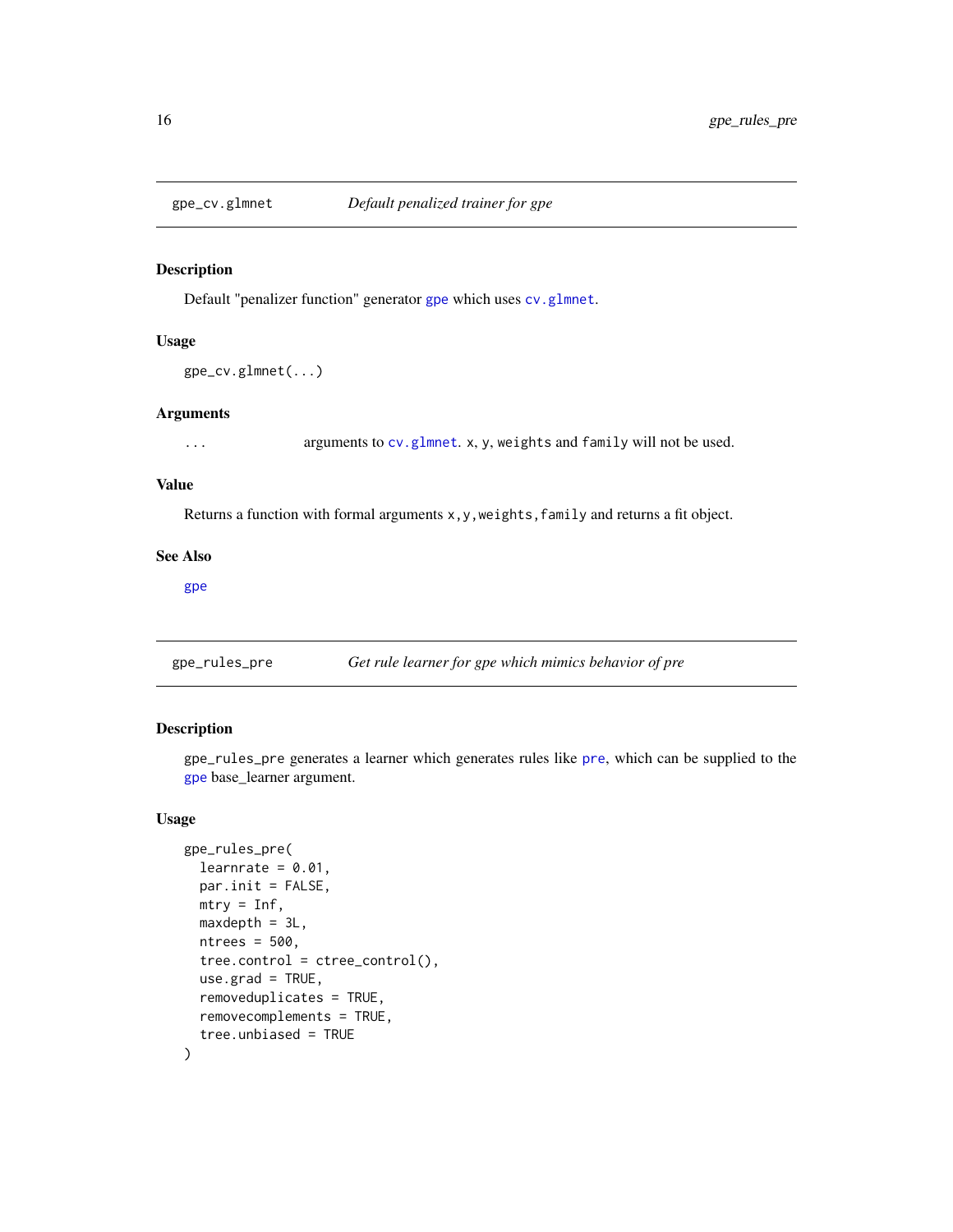## gpe_cv.glmnet — *Default penalized trainer for gpe*

### Description

Default "penalizer function" generator `gpe` which uses `cv.glmnet`.

### Usage

```
gpe_cv.glmnet(...)
```

### Arguments

| | |
|---|---|
| `...` | arguments to `cv.glmnet`. `x`, `y`, `weights` and `family` will not be used. |

### Value

Returns a function with formal arguments `x,y,weights,family` and returns a fit object.

### See Also

`gpe`

## gpe_rules_pre — *Get rule learner for gpe which mimics behavior of pre*

### Description

`gpe_rules_pre` generates a learner which generates rules like `pre`, which can be supplied to the `gpe` base_learner argument.

### Usage

```
gpe_rules_pre(
  learnrate = 0.01,
  par.init = FALSE,
  mtry = Inf,
  maxdepth = 3L,
  ntrees = 500,
  tree.control = ctree_control(),
  use.grad = TRUE,
  removeduplicates = TRUE,
  removecomplements = TRUE,
  tree.unbiased = TRUE
)
```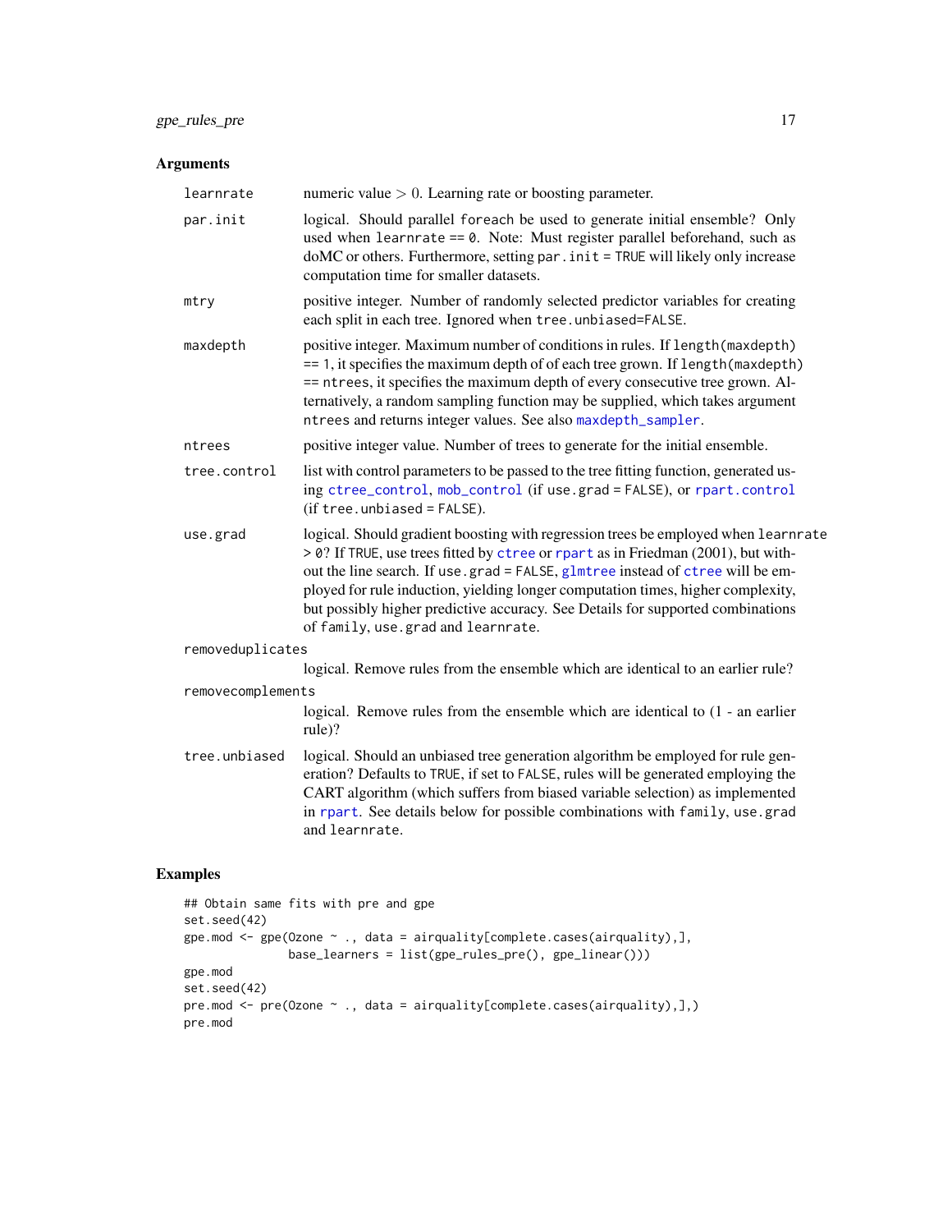## Arguments

| | |
|---|---|
| `learnrate` | numeric value $> 0$. Learning rate or boosting parameter. |
| `par.init` | logical. Should parallel `foreach` be used to generate initial ensemble? Only used when `learnrate == 0`. Note: Must register parallel beforehand, such as doMC or others. Furthermore, setting `par.init = TRUE` will likely only increase computation time for smaller datasets. |
| `mtry` | positive integer. Number of randomly selected predictor variables for creating each split in each tree. Ignored when `tree.unbiased=FALSE`. |
| `maxdepth` | positive integer. Maximum number of conditions in rules. If `length(maxdepth) == 1`, it specifies the maximum depth of of each tree grown. If `length(maxdepth) == ntrees`, it specifies the maximum depth of every consecutive tree grown. Alternatively, a random sampling function may be supplied, which takes argument `ntrees` and returns integer values. See also `maxdepth_sampler`. |
| `ntrees` | positive integer value. Number of trees to generate for the initial ensemble. |
| `tree.control` | list with control parameters to be passed to the tree fitting function, generated using `ctree_control`, `mob_control` (if `use.grad = FALSE`), or `rpart.control` (if `tree.unbiased = FALSE`). |
| `use.grad` | logical. Should gradient boosting with regression trees be employed when `learnrate > 0`? If `TRUE`, use trees fitted by `ctree` or `rpart` as in Friedman (2001), but without the line search. If `use.grad = FALSE`, `glmtree` instead of `ctree` will be employed for rule induction, yielding longer computation times, higher complexity, but possibly higher predictive accuracy. See Details for supported combinations of `family`, `use.grad` and `learnrate`. |
| `removeduplicates` | logical. Remove rules from the ensemble which are identical to an earlier rule? |
| `removecomplements` | logical. Remove rules from the ensemble which are identical to (1 - an earlier rule)? |
| `tree.unbiased` | logical. Should an unbiased tree generation algorithm be employed for rule generation? Defaults to `TRUE`, if set to `FALSE`, rules will be generated employing the CART algorithm (which suffers from biased variable selection) as implemented in `rpart`. See details below for possible combinations with `family`, `use.grad` and `learnrate`. |

## Examples

```
## Obtain same fits with pre and gpe
set.seed(42)
gpe.mod <- gpe(Ozone ~ ., data = airquality[complete.cases(airquality),],
               base_learners = list(gpe_rules_pre(), gpe_linear()))
gpe.mod
set.seed(42)
pre.mod <- pre(Ozone ~ ., data = airquality[complete.cases(airquality),],)
pre.mod
```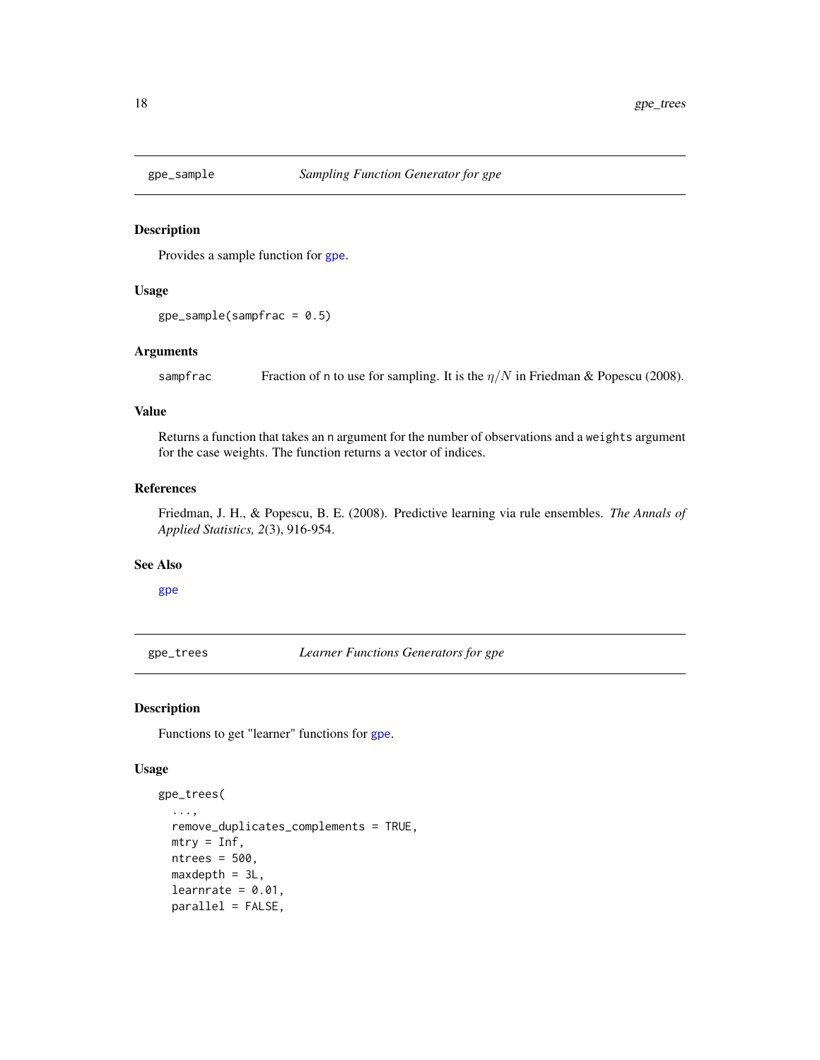## gpe_sample — *Sampling Function Generator for gpe*

### Description

Provides a sample function for gpe.

### Usage

```
gpe_sample(sampfrac = 0.5)
```

### Arguments

| | |
|---|---|
| sampfrac | Fraction of n to use for sampling. It is the $\eta/N$ in Friedman & Popescu (2008). |

### Value

Returns a function that takes an n argument for the number of observations and a weights argument for the case weights. The function returns a vector of indices.

### References

Friedman, J. H., & Popescu, B. E. (2008). Predictive learning via rule ensembles. *The Annals of Applied Statistics, 2*(3), 916-954.

### See Also

gpe

## gpe_trees — *Learner Functions Generators for gpe*

### Description

Functions to get "learner" functions for gpe.

### Usage

```
gpe_trees(
  ...,
  remove_duplicates_complements = TRUE,
  mtry = Inf,
  ntrees = 500,
  maxdepth = 3L,
  learnrate = 0.01,
  parallel = FALSE,
```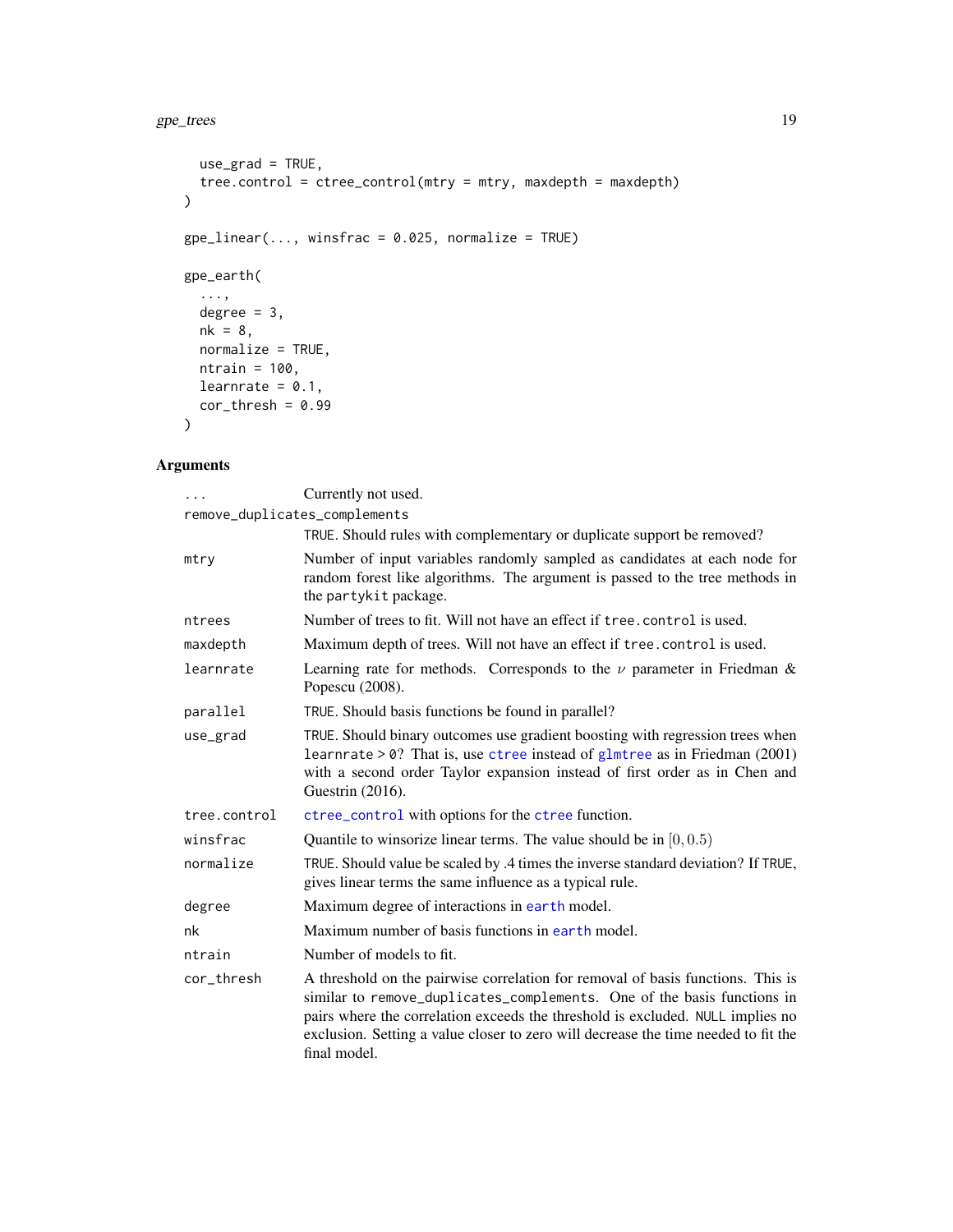```
  use_grad = TRUE,
  tree.control = ctree_control(mtry = mtry, maxdepth = maxdepth)
)

gpe_linear(..., winsfrac = 0.025, normalize = TRUE)

gpe_earth(
  ...,
  degree = 3,
  nk = 8,
  normalize = TRUE,
  ntrain = 100,
  learnrate = 0.1,
  cor_thresh = 0.99
)
```

## Arguments

| Argument | Description |
|---|---|
| `...` | Currently not used. |
| `remove_duplicates_complements` | `TRUE`. Should rules with complementary or duplicate support be removed? |
| `mtry` | Number of input variables randomly sampled as candidates at each node for random forest like algorithms. The argument is passed to the tree methods in the `partykit` package. |
| `ntrees` | Number of trees to fit. Will not have an effect if `tree.control` is used. |
| `maxdepth` | Maximum depth of trees. Will not have an effect if `tree.control` is used. |
| `learnrate` | Learning rate for methods. Corresponds to the $\nu$ parameter in Friedman & Popescu (2008). |
| `parallel` | `TRUE`. Should basis functions be found in parallel? |
| `use_grad` | `TRUE`. Should binary outcomes use gradient boosting with regression trees when `learnrate > 0`? That is, use `ctree` instead of `glmtree` as in Friedman (2001) with a second order Taylor expansion instead of first order as in Chen and Guestrin (2016). |
| `tree.control` | `ctree_control` with options for the `ctree` function. |
| `winsfrac` | Quantile to winsorize linear terms. The value should be in $[0, 0.5)$ |
| `normalize` | `TRUE`. Should value be scaled by .4 times the inverse standard deviation? If `TRUE`, gives linear terms the same influence as a typical rule. |
| `degree` | Maximum degree of interactions in `earth` model. |
| `nk` | Maximum number of basis functions in `earth` model. |
| `ntrain` | Number of models to fit. |
| `cor_thresh` | A threshold on the pairwise correlation for removal of basis functions. This is similar to `remove_duplicates_complements`. One of the basis functions in pairs where the correlation exceeds the threshold is excluded. `NULL` implies no exclusion. Setting a value closer to zero will decrease the time needed to fit the final model. |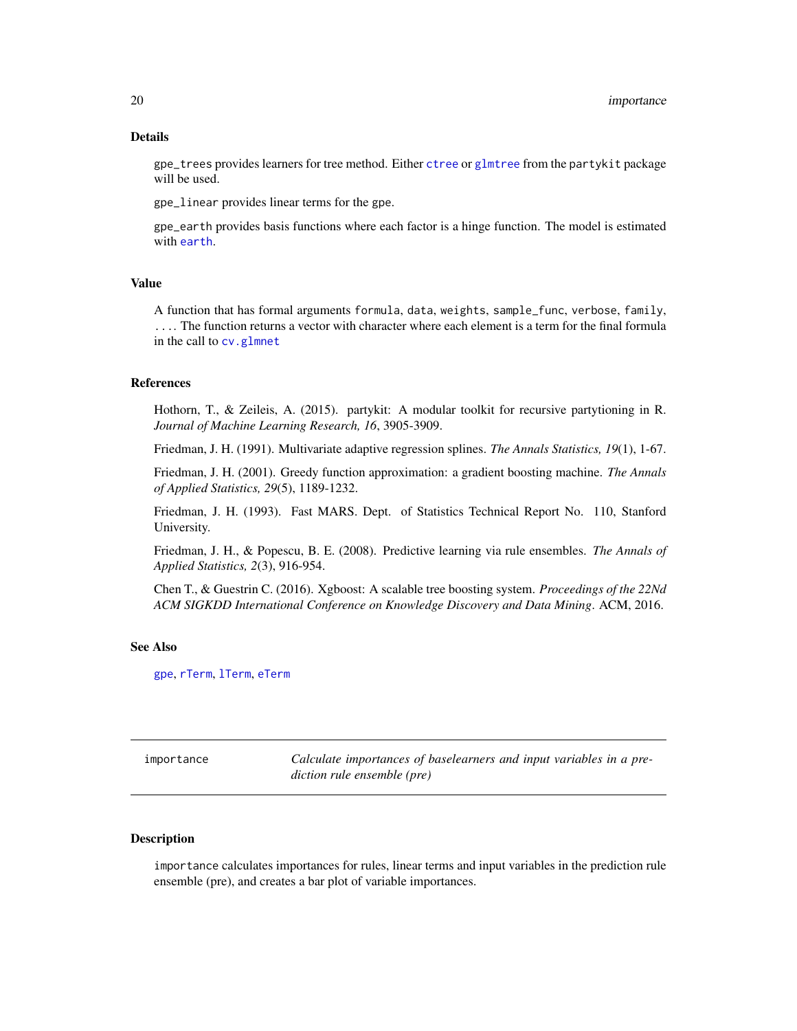## Details

gpe_trees provides learners for tree method. Either ctree or glmtree from the partykit package will be used.

gpe_linear provides linear terms for the gpe.

gpe_earth provides basis functions where each factor is a hinge function. The model is estimated with earth.

## Value

A function that has formal arguments formula, data, weights, sample_func, verbose, family, .... The function returns a vector with character where each element is a term for the final formula in the call to cv.glmnet

## References

Hothorn, T., & Zeileis, A. (2015). partykit: A modular toolkit for recursive partytioning in R. *Journal of Machine Learning Research, 16*, 3905-3909.

Friedman, J. H. (1991). Multivariate adaptive regression splines. *The Annals Statistics, 19*(1), 1-67.

Friedman, J. H. (2001). Greedy function approximation: a gradient boosting machine. *The Annals of Applied Statistics, 29*(5), 1189-1232.

Friedman, J. H. (1993). Fast MARS. Dept. of Statistics Technical Report No. 110, Stanford University.

Friedman, J. H., & Popescu, B. E. (2008). Predictive learning via rule ensembles. *The Annals of Applied Statistics, 2*(3), 916-954.

Chen T., & Guestrin C. (2016). Xgboost: A scalable tree boosting system. *Proceedings of the 22Nd ACM SIGKDD International Conference on Knowledge Discovery and Data Mining*. ACM, 2016.

## See Also

gpe, rTerm, lTerm, eTerm

---

# importance — *Calculate importances of baselearners and input variables in a prediction rule ensemble (pre)*

## Description

importance calculates importances for rules, linear terms and input variables in the prediction rule ensemble (pre), and creates a bar plot of variable importances.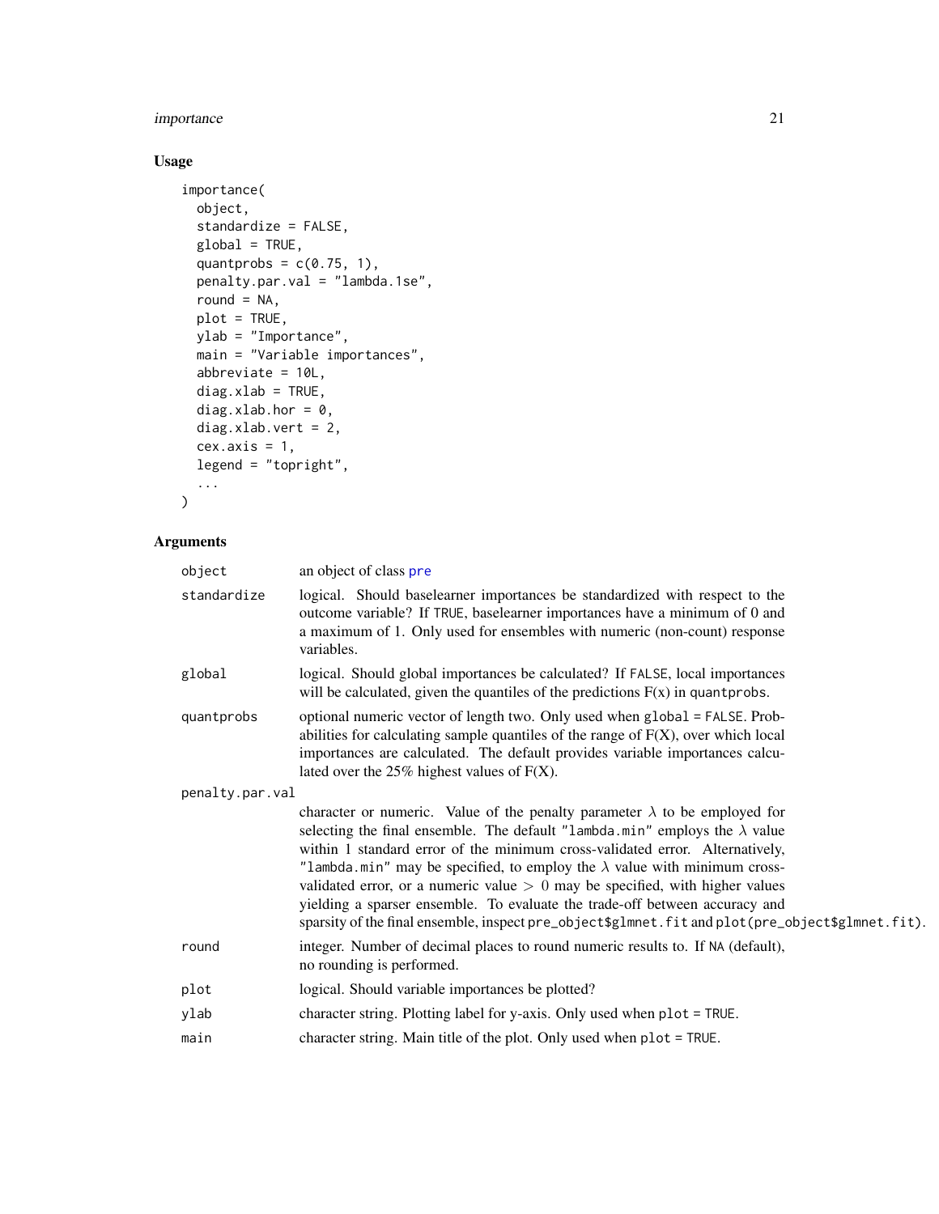## Usage

```
importance(
  object,
  standardize = FALSE,
  global = TRUE,
  quantprobs = c(0.75, 1),
  penalty.par.val = "lambda.1se",
  round = NA,
  plot = TRUE,
  ylab = "Importance",
  main = "Variable importances",
  abbreviate = 10L,
  diag.xlab = TRUE,
  diag.xlab.hor = 0,
  diag.xlab.vert = 2,
  cex.axis = 1,
  legend = "topright",
  ...
)
```

## Arguments

| | |
|---|---|
| `object` | an object of class `pre` |
| `standardize` | logical. Should baselearner importances be standardized with respect to the outcome variable? If `TRUE`, baselearner importances have a minimum of 0 and a maximum of 1. Only used for ensembles with numeric (non-count) response variables. |
| `global` | logical. Should global importances be calculated? If `FALSE`, local importances will be calculated, given the quantiles of the predictions F(x) in `quantprobs`. |
| `quantprobs` | optional numeric vector of length two. Only used when `global = FALSE`. Probabilities for calculating sample quantiles of the range of F(X), over which local importances are calculated. The default provides variable importances calculated over the 25% highest values of F(X). |
| `penalty.par.val` | character or numeric. Value of the penalty parameter $\lambda$ to be employed for selecting the final ensemble. The default `"lambda.min"` employs the $\lambda$ value within 1 standard error of the minimum cross-validated error. Alternatively, `"lambda.min"` may be specified, to employ the $\lambda$ value with minimum cross-validated error, or a numeric value $> 0$ may be specified, with higher values yielding a sparser ensemble. To evaluate the trade-off between accuracy and sparsity of the final ensemble, inspect `pre_object$glmnet.fit` and `plot(pre_object$glmnet.fit)`. |
| `round` | integer. Number of decimal places to round numeric results to. If `NA` (default), no rounding is performed. |
| `plot` | logical. Should variable importances be plotted? |
| `ylab` | character string. Plotting label for y-axis. Only used when `plot = TRUE`. |
| `main` | character string. Main title of the plot. Only used when `plot = TRUE`. |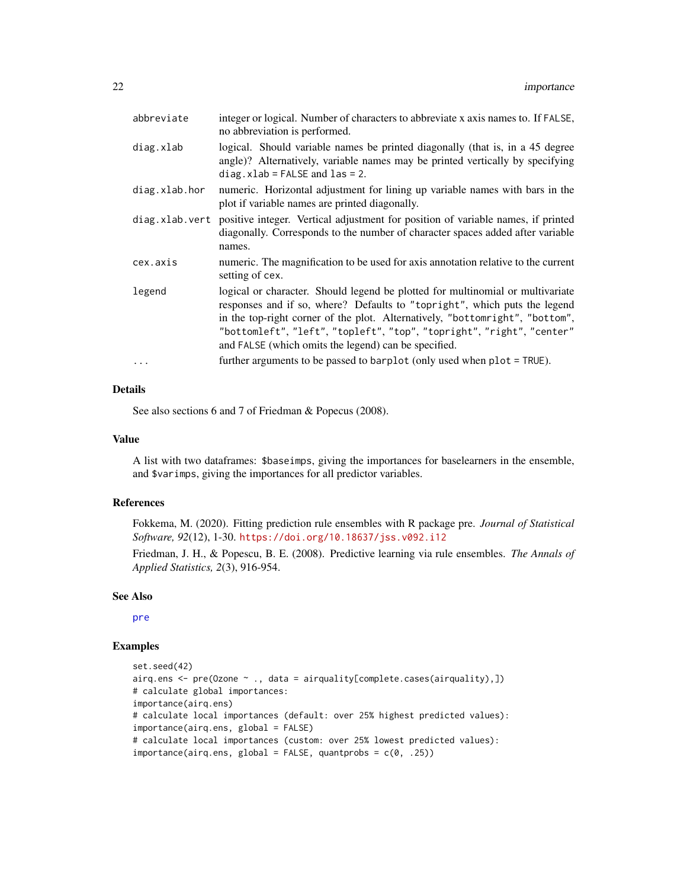| | |
|---|---|
| `abbreviate` | integer or logical. Number of characters to abbreviate x axis names to. If `FALSE`, no abbreviation is performed. |
| `diag.xlab` | logical. Should variable names be printed diagonally (that is, in a 45 degree angle)? Alternatively, variable names may be printed vertically by specifying `diag.xlab = FALSE` and `las = 2`. |
| `diag.xlab.hor` | numeric. Horizontal adjustment for lining up variable names with bars in the plot if variable names are printed diagonally. |
| `diag.xlab.vert` | positive integer. Vertical adjustment for position of variable names, if printed diagonally. Corresponds to the number of character spaces added after variable names. |
| `cex.axis` | numeric. The magnification to be used for axis annotation relative to the current setting of `cex`. |
| `legend` | logical or character. Should legend be plotted for multinomial or multivariate responses and if so, where? Defaults to `"topright"`, which puts the legend in the top-right corner of the plot. Alternatively, `"bottomright"`, `"bottom"`, `"bottomleft"`, `"left"`, `"topleft"`, `"top"`, `"topright"`, `"right"`, `"center"` and `FALSE` (which omits the legend) can be specified. |
| `...` | further arguments to be passed to `barplot` (only used when `plot = TRUE`). |

## Details

See also sections 6 and 7 of Friedman & Popecus (2008).

## Value

A list with two dataframes: `$baseimps`, giving the importances for baselearners in the ensemble, and `$varimps`, giving the importances for all predictor variables.

## References

Fokkema, M. (2020). Fitting prediction rule ensembles with R package pre. *Journal of Statistical Software, 92*(12), 1-30. https://doi.org/10.18637/jss.v092.i12

Friedman, J. H., & Popescu, B. E. (2008). Predictive learning via rule ensembles. *The Annals of Applied Statistics, 2*(3), 916-954.

## See Also

pre

## Examples

```
set.seed(42)
airq.ens <- pre(Ozone ~ ., data = airquality[complete.cases(airquality),])
# calculate global importances:
importance(airq.ens)
# calculate local importances (default: over 25% highest predicted values):
importance(airq.ens, global = FALSE)
# calculate local importances (custom: over 25% lowest predicted values):
importance(airq.ens, global = FALSE, quantprobs = c(0, .25))
```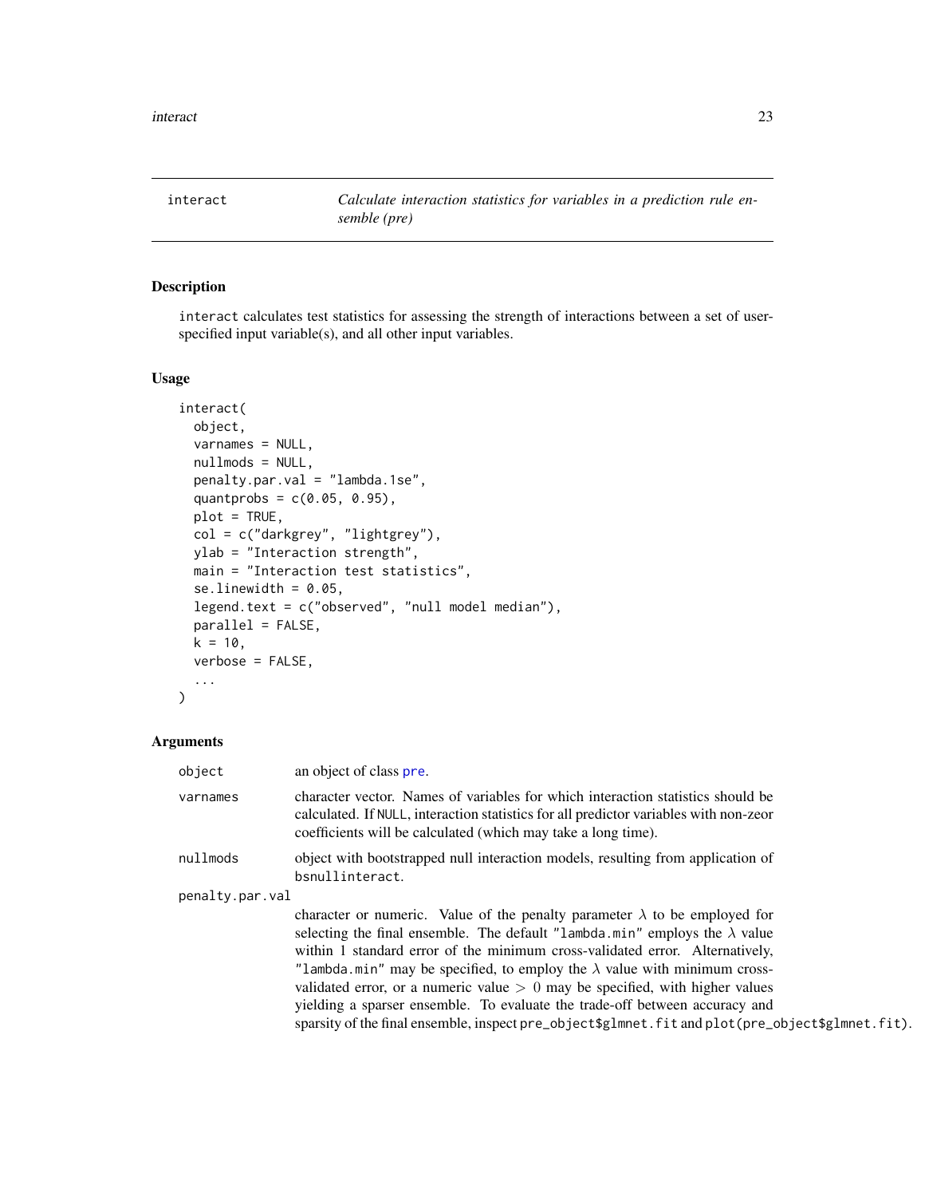# interact — *Calculate interaction statistics for variables in a prediction rule ensemble (pre)*

## Description

`interact` calculates test statistics for assessing the strength of interactions between a set of user-specified input variable(s), and all other input variables.

## Usage

```
interact(
  object,
  varnames = NULL,
  nullmods = NULL,
  penalty.par.val = "lambda.1se",
  quantprobs = c(0.05, 0.95),
  plot = TRUE,
  col = c("darkgrey", "lightgrey"),
  ylab = "Interaction strength",
  main = "Interaction test statistics",
  se.linewidth = 0.05,
  legend.text = c("observed", "null model median"),
  parallel = FALSE,
  k = 10,
  verbose = FALSE,
  ...
)
```

## Arguments

| | |
|---|---|
| `object` | an object of class `pre`. |
| `varnames` | character vector. Names of variables for which interaction statistics should be calculated. If `NULL`, interaction statistics for all predictor variables with non-zeor coefficients will be calculated (which may take a long time). |
| `nullmods` | object with bootstrapped null interaction models, resulting from application of `bsnullinteract`. |
| `penalty.par.val` | character or numeric. Value of the penalty parameter $\lambda$ to be employed for selecting the final ensemble. The default `"lambda.min"` employs the $\lambda$ value within 1 standard error of the minimum cross-validated error. Alternatively, `"lambda.min"` may be specified, to employ the $\lambda$ value with minimum cross-validated error, or a numeric value $> 0$ may be specified, with higher values yielding a sparser ensemble. To evaluate the trade-off between accuracy and sparsity of the final ensemble, inspect `pre_object$glmnet.fit` and `plot(pre_object$glmnet.fit)`. |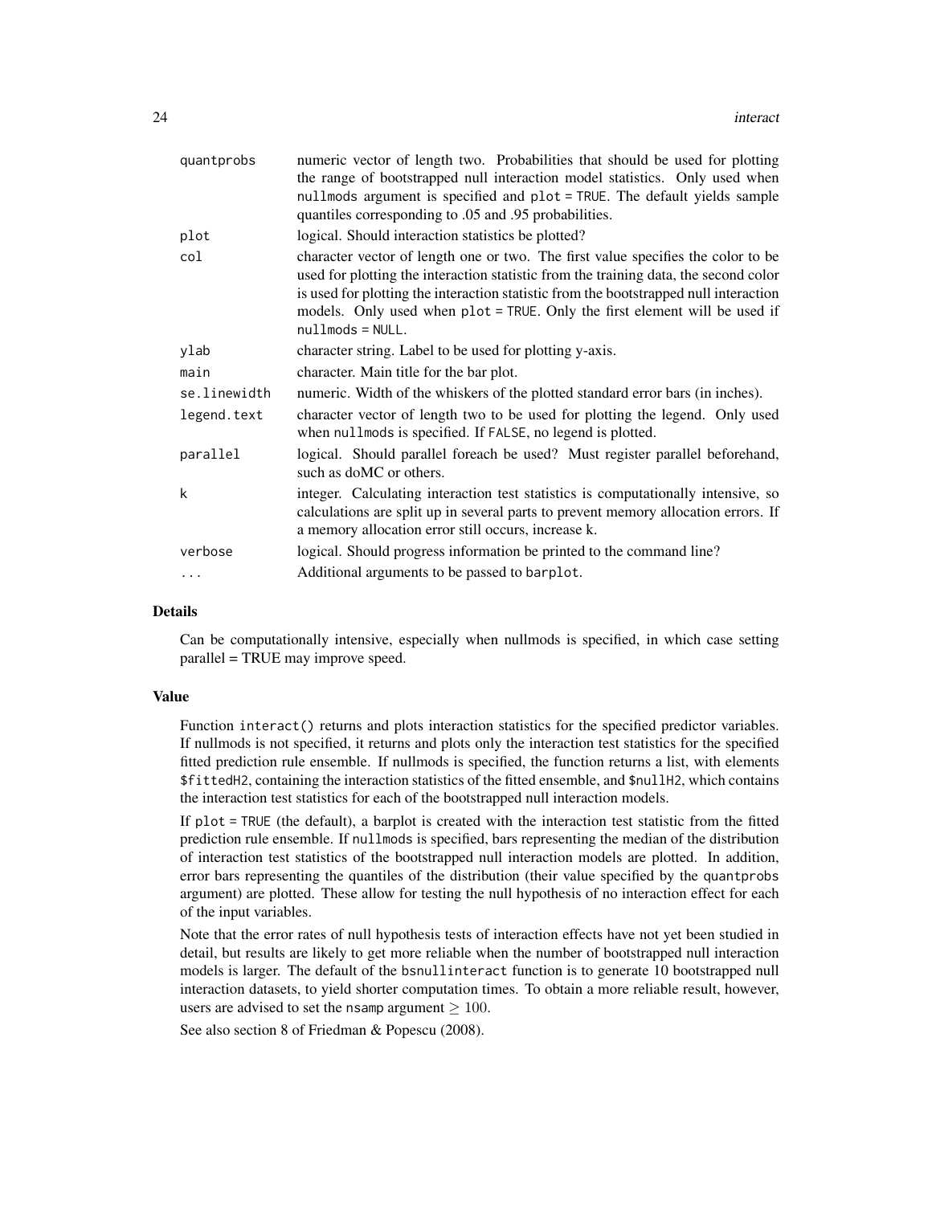| | |
|---|---|
| `quantprobs` | numeric vector of length two. Probabilities that should be used for plotting the range of bootstrapped null interaction model statistics. Only used when `nullmods` argument is specified and `plot = TRUE`. The default yields sample quantiles corresponding to .05 and .95 probabilities. |
| `plot` | logical. Should interaction statistics be plotted? |
| `col` | character vector of length one or two. The first value specifies the color to be used for plotting the interaction statistic from the training data, the second color is used for plotting the interaction statistic from the bootstrapped null interaction models. Only used when `plot = TRUE`. Only the first element will be used if `nullmods = NULL`. |
| `ylab` | character string. Label to be used for plotting y-axis. |
| `main` | character. Main title for the bar plot. |
| `se.linewidth` | numeric. Width of the whiskers of the plotted standard error bars (in inches). |
| `legend.text` | character vector of length two to be used for plotting the legend. Only used when `nullmods` is specified. If `FALSE`, no legend is plotted. |
| `parallel` | logical. Should parallel foreach be used? Must register parallel beforehand, such as doMC or others. |
| `k` | integer. Calculating interaction test statistics is computationally intensive, so calculations are split up in several parts to prevent memory allocation errors. If a memory allocation error still occurs, increase k. |
| `verbose` | logical. Should progress information be printed to the command line? |
| `...` | Additional arguments to be passed to `barplot`. |

### Details

Can be computationally intensive, especially when nullmods is specified, in which case setting parallel = TRUE may improve speed.

### Value

Function `interact()` returns and plots interaction statistics for the specified predictor variables. If nullmods is not specified, it returns and plots only the interaction test statistics for the specified fitted prediction rule ensemble. If nullmods is specified, the function returns a list, with elements `$fittedH2`, containing the interaction statistics of the fitted ensemble, and `$nullH2`, which contains the interaction test statistics for each of the bootstrapped null interaction models.

If `plot = TRUE` (the default), a barplot is created with the interaction test statistic from the fitted prediction rule ensemble. If `nullmods` is specified, bars representing the median of the distribution of interaction test statistics of the bootstrapped null interaction models are plotted. In addition, error bars representing the quantiles of the distribution (their value specified by the `quantprobs` argument) are plotted. These allow for testing the null hypothesis of no interaction effect for each of the input variables.

Note that the error rates of null hypothesis tests of interaction effects have not yet been studied in detail, but results are likely to get more reliable when the number of bootstrapped null interaction models is larger. The default of the `bsnullinteract` function is to generate 10 bootstrapped null interaction datasets, to yield shorter computation times. To obtain a more reliable result, however, users are advised to set the `nsamp` argument $\geq 100$.

See also section 8 of Friedman & Popescu (2008).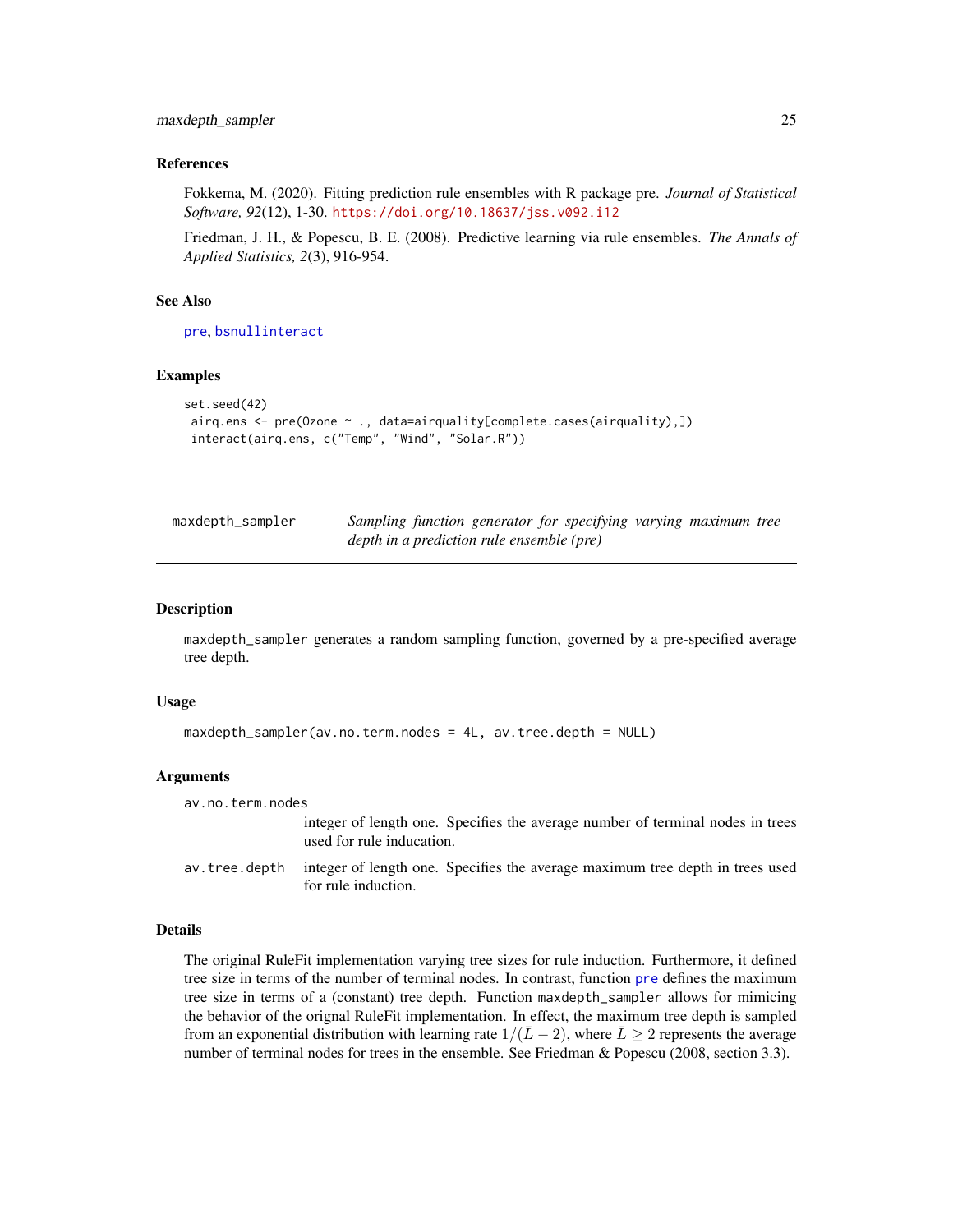### References

Fokkema, M. (2020). Fitting prediction rule ensembles with R package pre. *Journal of Statistical Software, 92*(12), 1-30. https://doi.org/10.18637/jss.v092.i12

Friedman, J. H., & Popescu, B. E. (2008). Predictive learning via rule ensembles. *The Annals of Applied Statistics, 2*(3), 916-954.

### See Also

pre, bsnullinteract

### Examples

```
set.seed(42)
 airq.ens <- pre(Ozone ~ ., data=airquality[complete.cases(airquality),])
 interact(airq.ens, c("Temp", "Wind", "Solar.R"))
```

---

## maxdepth_sampler — *Sampling function generator for specifying varying maximum tree depth in a prediction rule ensemble (pre)*

---

### Description

maxdepth_sampler generates a random sampling function, governed by a pre-specified average tree depth.

### Usage

```
maxdepth_sampler(av.no.term.nodes = 4L, av.tree.depth = NULL)
```

### Arguments

av.no.term.nodes
: integer of length one. Specifies the average number of terminal nodes in trees used for rule inducation.

av.tree.depth
: integer of length one. Specifies the average maximum tree depth in trees used for rule induction.

### Details

The original RuleFit implementation varying tree sizes for rule induction. Furthermore, it defined tree size in terms of the number of terminal nodes. In contrast, function pre defines the maximum tree size in terms of a (constant) tree depth. Function maxdepth_sampler allows for mimicing the behavior of the orignal RuleFit implementation. In effect, the maximum tree depth is sampled from an exponential distribution with learning rate $1/(\bar{L} - 2)$, where $\bar{L} \geq 2$ represents the average number of terminal nodes for trees in the ensemble. See Friedman & Popescu (2008, section 3.3).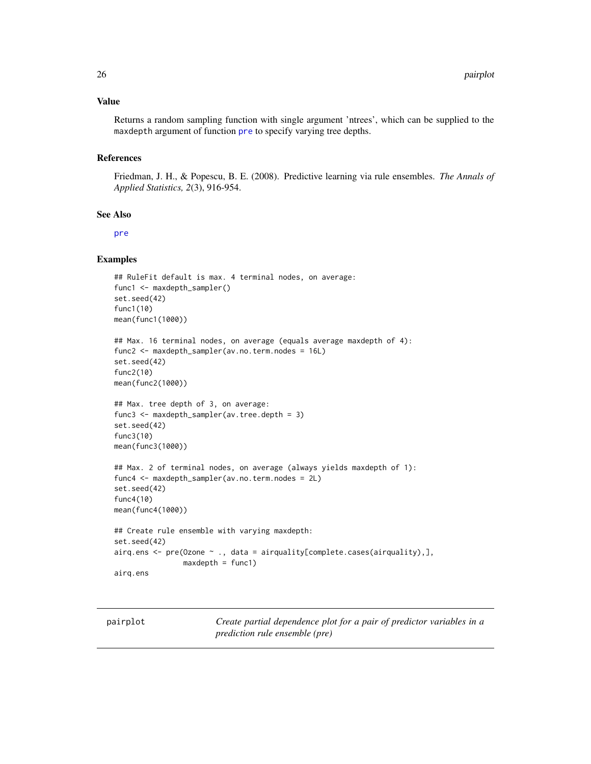### Value

Returns a random sampling function with single argument 'ntrees', which can be supplied to the `maxdepth` argument of function pre to specify varying tree depths.

### References

Friedman, J. H., & Popescu, B. E. (2008). Predictive learning via rule ensembles. *The Annals of Applied Statistics, 2*(3), 916-954.

### See Also

pre

### Examples

```
## RuleFit default is max. 4 terminal nodes, on average:
func1 <- maxdepth_sampler()
set.seed(42)
func1(10)
mean(func1(1000))

## Max. 16 terminal nodes, on average (equals average maxdepth of 4):
func2 <- maxdepth_sampler(av.no.term.nodes = 16L)
set.seed(42)
func2(10)
mean(func2(1000))

## Max. tree depth of 3, on average:
func3 <- maxdepth_sampler(av.tree.depth = 3)
set.seed(42)
func3(10)
mean(func3(1000))

## Max. 2 of terminal nodes, on average (always yields maxdepth of 1):
func4 <- maxdepth_sampler(av.no.term.nodes = 2L)
set.seed(42)
func4(10)
mean(func4(1000))

## Create rule ensemble with varying maxdepth:
set.seed(42)
airq.ens <- pre(Ozone ~ ., data = airquality[complete.cases(airquality),],
                maxdepth = func1)
airq.ens
```

---

## pairplot — *Create partial dependence plot for a pair of predictor variables in a prediction rule ensemble (pre)*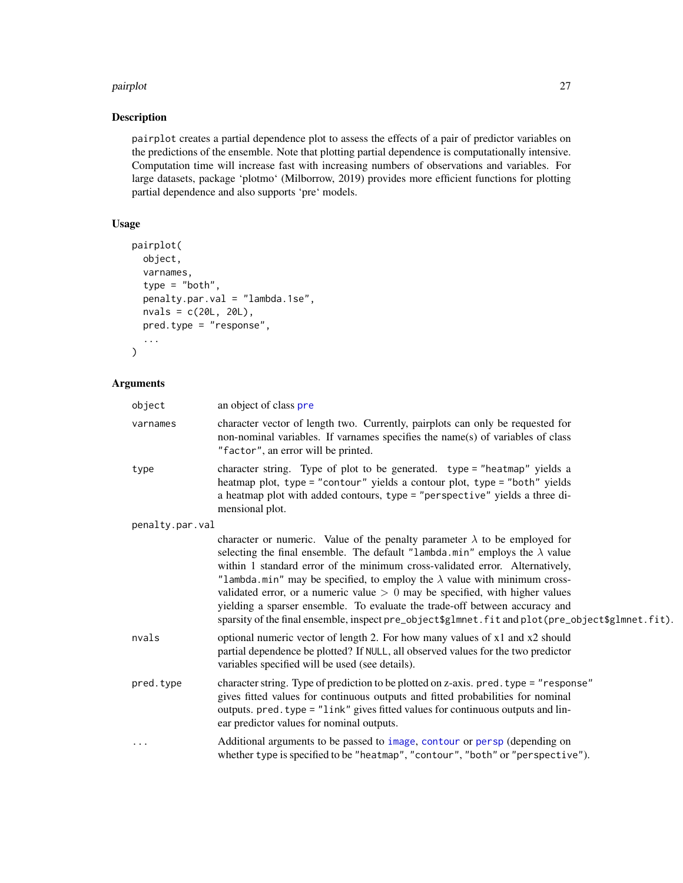## Description

`pairplot` creates a partial dependence plot to assess the effects of a pair of predictor variables on the predictions of the ensemble. Note that plotting partial dependence is computationally intensive. Computation time will increase fast with increasing numbers of observations and variables. For large datasets, package 'plotmo' (Milborrow, 2019) provides more efficient functions for plotting partial dependence and also supports 'pre' models.

## Usage

```
pairplot(
  object,
  varnames,
  type = "both",
  penalty.par.val = "lambda.1se",
  nvals = c(20L, 20L),
  pred.type = "response",
  ...
)
```

## Arguments

| | |
|---|---|
| `object` | an object of class `pre` |
| `varnames` | character vector of length two. Currently, pairplots can only be requested for non-nominal variables. If varnames specifies the name(s) of variables of class `"factor"`, an error will be printed. |
| `type` | character string. Type of plot to be generated. `type = "heatmap"` yields a heatmap plot, `type = "contour"` yields a contour plot, `type = "both"` yields a heatmap plot with added contours, `type = "perspective"` yields a three dimensional plot. |
| `penalty.par.val` | character or numeric. Value of the penalty parameter $\lambda$ to be employed for selecting the final ensemble. The default `"lambda.min"` employs the $\lambda$ value within 1 standard error of the minimum cross-validated error. Alternatively, `"lambda.min"` may be specified, to employ the $\lambda$ value with minimum cross-validated error, or a numeric value $> 0$ may be specified, with higher values yielding a sparser ensemble. To evaluate the trade-off between accuracy and sparsity of the final ensemble, inspect `pre_object$glmnet.fit` and `plot(pre_object$glmnet.fit)`. |
| `nvals` | optional numeric vector of length 2. For how many values of x1 and x2 should partial dependence be plotted? If `NULL`, all observed values for the two predictor variables specified will be used (see details). |
| `pred.type` | character string. Type of prediction to be plotted on z-axis. `pred.type = "response"` gives fitted values for continuous outputs and fitted probabilities for nominal outputs. `pred.type = "link"` gives fitted values for continuous outputs and linear predictor values for nominal outputs. |
| `...` | Additional arguments to be passed to `image`, `contour` or `persp` (depending on whether `type` is specified to be `"heatmap"`, `"contour"`, `"both"` or `"perspective"`). |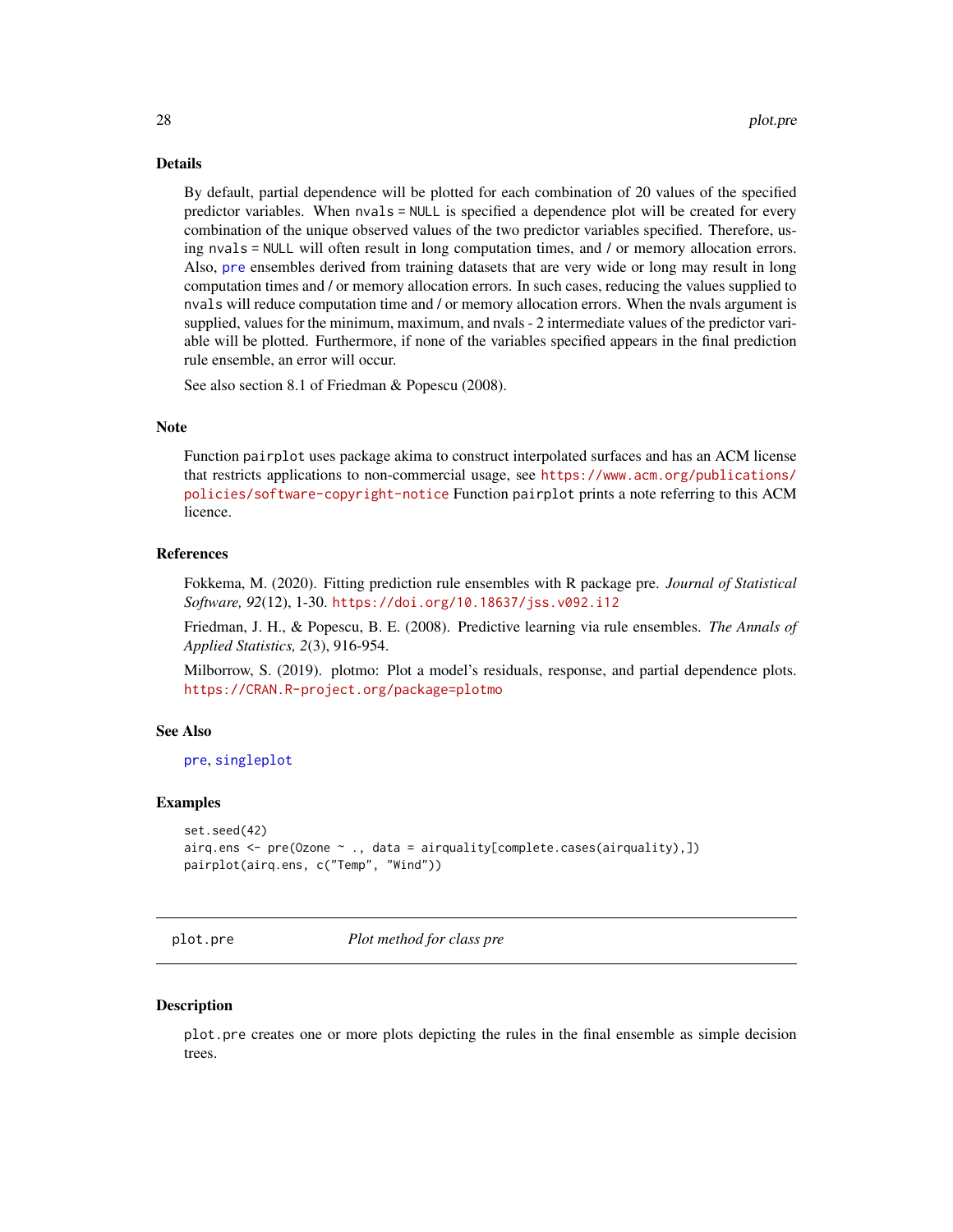### Details

By default, partial dependence will be plotted for each combination of 20 values of the specified predictor variables. When `nvals = NULL` is specified a dependence plot will be created for every combination of the unique observed values of the two predictor variables specified. Therefore, using `nvals = NULL` will often result in long computation times, and / or memory allocation errors. Also, `pre` ensembles derived from training datasets that are very wide or long may result in long computation times and / or memory allocation errors. In such cases, reducing the values supplied to `nvals` will reduce computation time and / or memory allocation errors. When the nvals argument is supplied, values for the minimum, maximum, and nvals - 2 intermediate values of the predictor variable will be plotted. Furthermore, if none of the variables specified appears in the final prediction rule ensemble, an error will occur.

See also section 8.1 of Friedman & Popescu (2008).

### Note

Function `pairplot` uses package akima to construct interpolated surfaces and has an ACM license that restricts applications to non-commercial usage, see https://www.acm.org/publications/policies/software-copyright-notice Function `pairplot` prints a note referring to this ACM licence.

### References

Fokkema, M. (2020). Fitting prediction rule ensembles with R package pre. *Journal of Statistical Software, 92*(12), 1-30. https://doi.org/10.18637/jss.v092.i12

Friedman, J. H., & Popescu, B. E. (2008). Predictive learning via rule ensembles. *The Annals of Applied Statistics, 2*(3), 916-954.

Milborrow, S. (2019). plotmo: Plot a model's residuals, response, and partial dependence plots. https://CRAN.R-project.org/package=plotmo

### See Also

`pre`, `singleplot`

### Examples

```
set.seed(42)
airq.ens <- pre(Ozone ~ ., data = airquality[complete.cases(airquality),])
pairplot(airq.ens, c("Temp", "Wind"))
```

---

## plot.pre — *Plot method for class pre*

### Description

`plot.pre` creates one or more plots depicting the rules in the final ensemble as simple decision trees.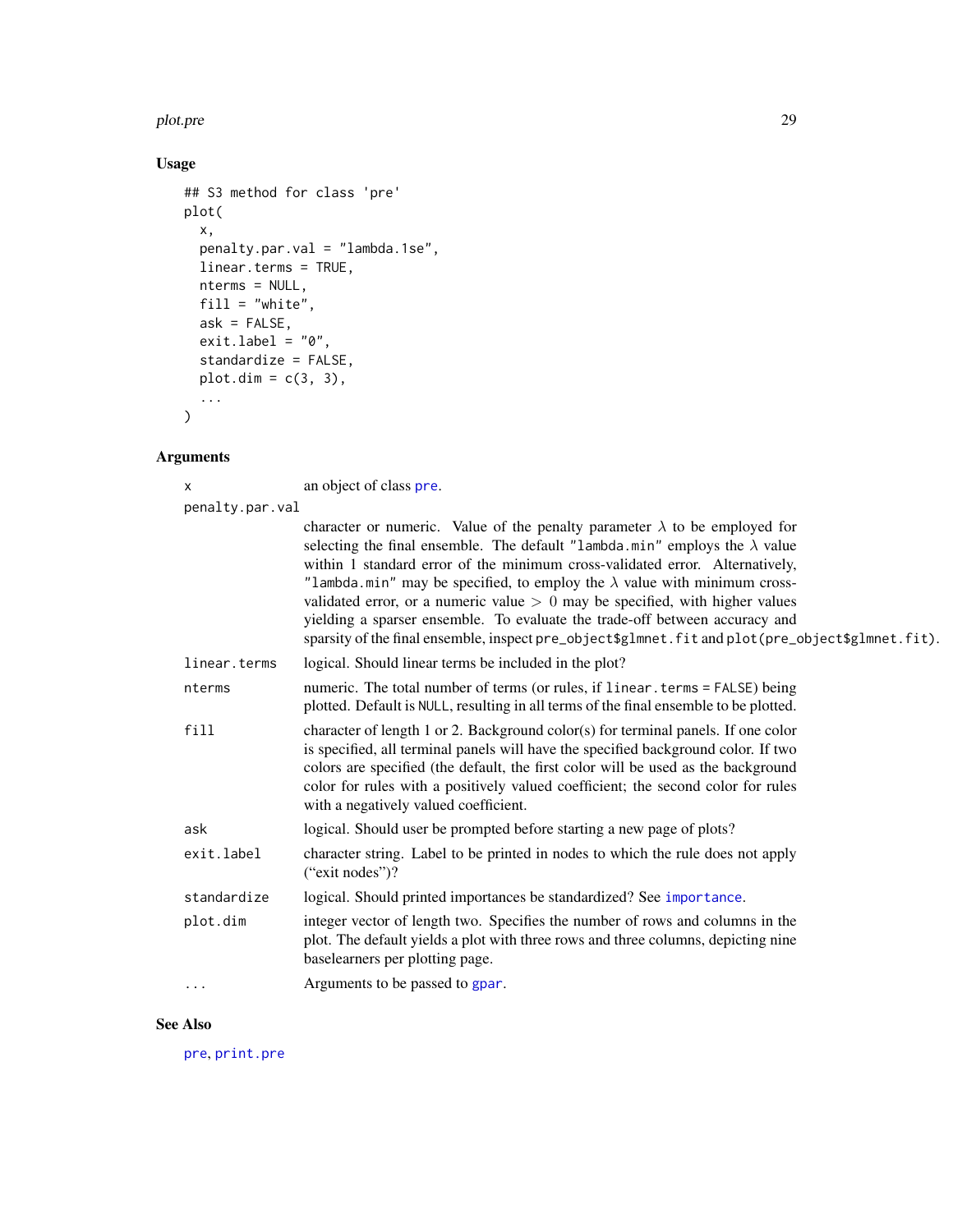## Usage

```
## S3 method for class 'pre'
plot(
  x,
  penalty.par.val = "lambda.1se",
  linear.terms = TRUE,
  nterms = NULL,
  fill = "white",
  ask = FALSE,
  exit.label = "0",
  standardize = FALSE,
  plot.dim = c(3, 3),
  ...
)
```

## Arguments

| | |
|---|---|
| `x` | an object of class `pre`. |
| `penalty.par.val` | character or numeric. Value of the penalty parameter $\lambda$ to be employed for selecting the final ensemble. The default `"lambda.min"` employs the $\lambda$ value within 1 standard error of the minimum cross-validated error. Alternatively, `"lambda.min"` may be specified, to employ the $\lambda$ value with minimum cross-validated error, or a numeric value $> 0$ may be specified, with higher values yielding a sparser ensemble. To evaluate the trade-off between accuracy and sparsity of the final ensemble, inspect `pre_object$glmnet.fit` and `plot(pre_object$glmnet.fit)`. |
| `linear.terms` | logical. Should linear terms be included in the plot? |
| `nterms` | numeric. The total number of terms (or rules, if `linear.terms = FALSE`) being plotted. Default is `NULL`, resulting in all terms of the final ensemble to be plotted. |
| `fill` | character of length 1 or 2. Background color(s) for terminal panels. If one color is specified, all terminal panels will have the specified background color. If two colors are specified (the default, the first color will be used as the background color for rules with a positively valued coefficient; the second color for rules with a negatively valued coefficient. |
| `ask` | logical. Should user be prompted before starting a new page of plots? |
| `exit.label` | character string. Label to be printed in nodes to which the rule does not apply ("exit nodes")? |
| `standardize` | logical. Should printed importances be standardized? See `importance`. |
| `plot.dim` | integer vector of length two. Specifies the number of rows and columns in the plot. The default yields a plot with three rows and three columns, depicting nine baselearners per plotting page. |
| `...` | Arguments to be passed to `gpar`. |

## See Also

`pre`, `print.pre`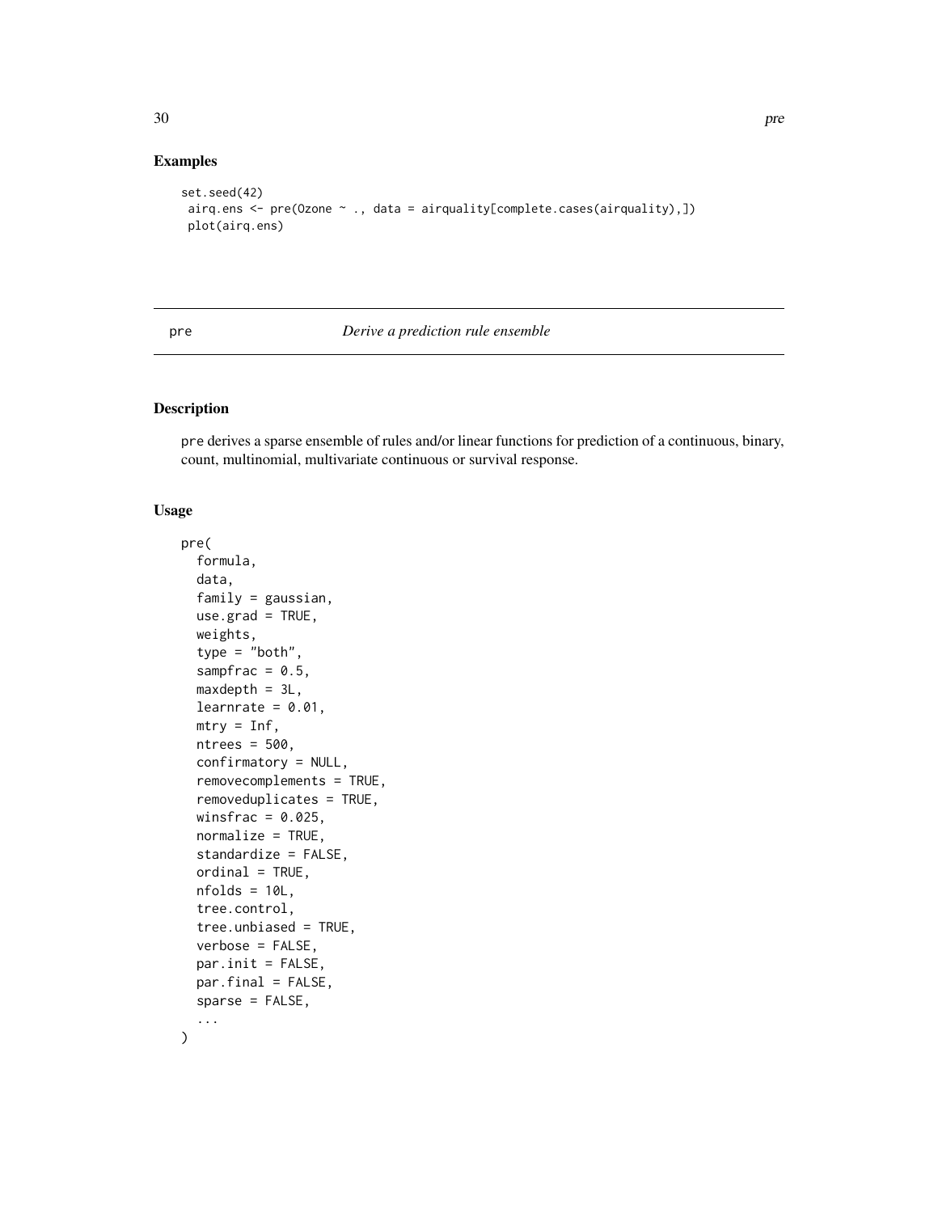## Examples

```
set.seed(42)
 airq.ens <- pre(Ozone ~ ., data = airquality[complete.cases(airquality),])
 plot(airq.ens)
```

---

pre    *Derive a prediction rule ensemble*

---

## Description

pre derives a sparse ensemble of rules and/or linear functions for prediction of a continuous, binary, count, multinomial, multivariate continuous or survival response.

## Usage

```
pre(
  formula,
  data,
  family = gaussian,
  use.grad = TRUE,
  weights,
  type = "both",
  sampfrac = 0.5,
  maxdepth = 3L,
  learnrate = 0.01,
  mtry = Inf,
  ntrees = 500,
  confirmatory = NULL,
  removecomplements = TRUE,
  removeduplicates = TRUE,
  winsfrac = 0.025,
  normalize = TRUE,
  standardize = FALSE,
  ordinal = TRUE,
  nfolds = 10L,
  tree.control,
  tree.unbiased = TRUE,
  verbose = FALSE,
  par.init = FALSE,
  par.final = FALSE,
  sparse = FALSE,
  ...
)
```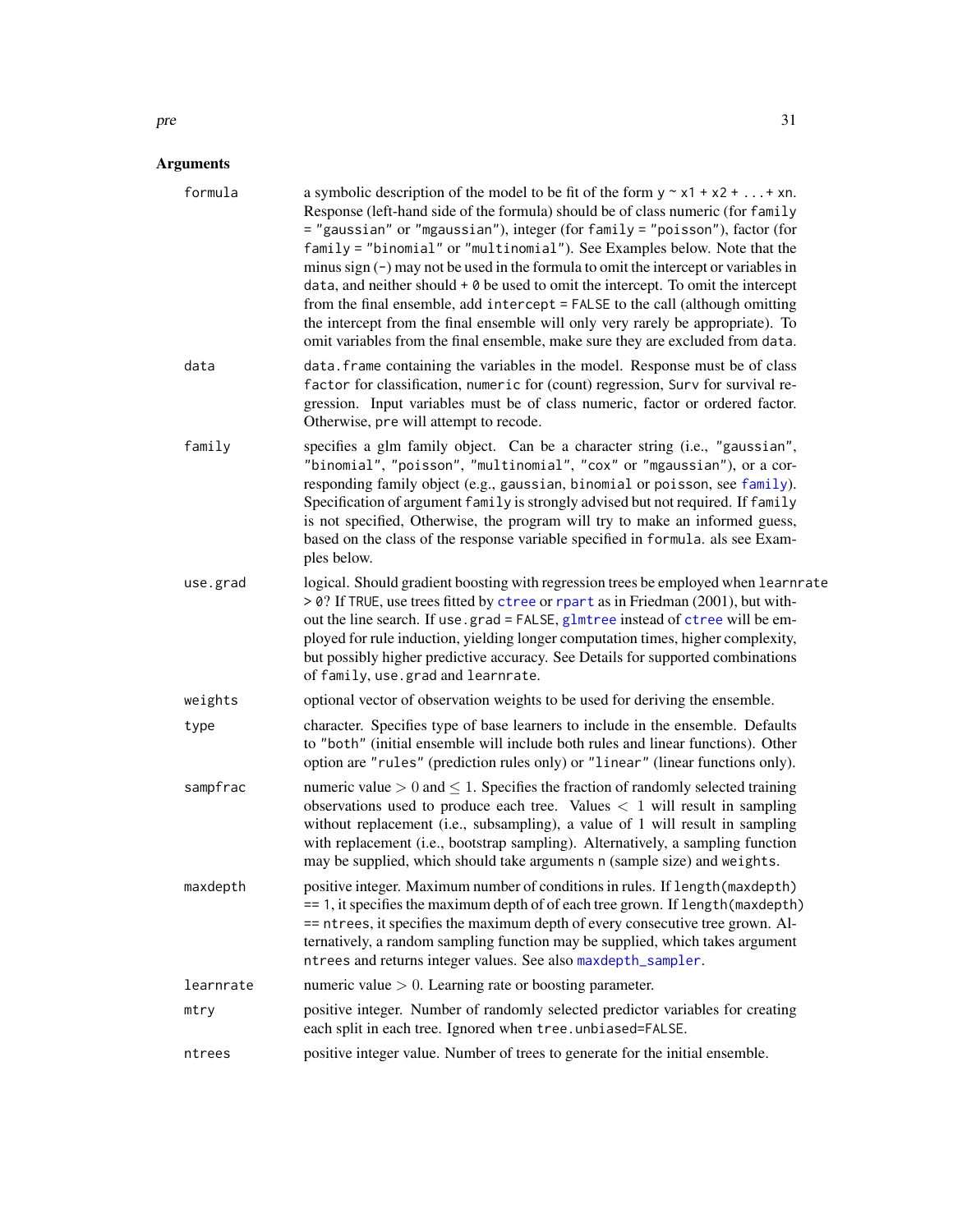## Arguments

| | |
|---|---|
| `formula` | a symbolic description of the model to be fit of the form `y ~ x1 + x2 + ...+ xn`. Response (left-hand side of the formula) should be of class numeric (for `family = "gaussian"` or `"mgaussian"`), integer (for `family = "poisson"`), factor (for `family = "binomial"` or `"multinomial"`). See Examples below. Note that the minus sign (`-`) may not be used in the formula to omit the intercept or variables in `data`, and neither should `+ 0` be used to omit the intercept. To omit the intercept from the final ensemble, add `intercept = FALSE` to the call (although omitting the intercept from the final ensemble will only very rarely be appropriate). To omit variables from the final ensemble, make sure they are excluded from `data`. |
| `data` | `data.frame` containing the variables in the model. Response must be of class `factor` for classification, `numeric` for (count) regression, `Surv` for survival regression. Input variables must be of class numeric, factor or ordered factor. Otherwise, `pre` will attempt to recode. |
| `family` | specifies a glm family object. Can be a character string (i.e., `"gaussian"`, `"binomial"`, `"poisson"`, `"multinomial"`, `"cox"` or `"mgaussian"`), or a corresponding family object (e.g., `gaussian`, `binomial` or `poisson`, see `family`). Specification of argument `family` is strongly advised but not required. If `family` is not specified, Otherwise, the program will try to make an informed guess, based on the class of the response variable specified in `formula`. als see Examples below. |
| `use.grad` | logical. Should gradient boosting with regression trees be employed when `learnrate > 0`? If `TRUE`, use trees fitted by `ctree` or `rpart` as in Friedman (2001), but without the line search. If `use.grad = FALSE`, `glmtree` instead of `ctree` will be employed for rule induction, yielding longer computation times, higher complexity, but possibly higher predictive accuracy. See Details for supported combinations of `family`, `use.grad` and `learnrate`. |
| `weights` | optional vector of observation weights to be used for deriving the ensemble. |
| `type` | character. Specifies type of base learners to include in the ensemble. Defaults to `"both"` (initial ensemble will include both rules and linear functions). Other option are `"rules"` (prediction rules only) or `"linear"` (linear functions only). |
| `sampfrac` | numeric value $> 0$ and $\leq 1$. Specifies the fraction of randomly selected training observations used to produce each tree. Values $< 1$ will result in sampling without replacement (i.e., subsampling), a value of 1 will result in sampling with replacement (i.e., bootstrap sampling). Alternatively, a sampling function may be supplied, which should take arguments `n` (sample size) and `weights`. |
| `maxdepth` | positive integer. Maximum number of conditions in rules. If `length(maxdepth) == 1`, it specifies the maximum depth of of each tree grown. If `length(maxdepth) == ntrees`, it specifies the maximum depth of every consecutive tree grown. Alternatively, a random sampling function may be supplied, which takes argument `ntrees` and returns integer values. See also `maxdepth_sampler`. |
| `learnrate` | numeric value $> 0$. Learning rate or boosting parameter. |
| `mtry` | positive integer. Number of randomly selected predictor variables for creating each split in each tree. Ignored when `tree.unbiased=FALSE`. |
| `ntrees` | positive integer value. Number of trees to generate for the initial ensemble. |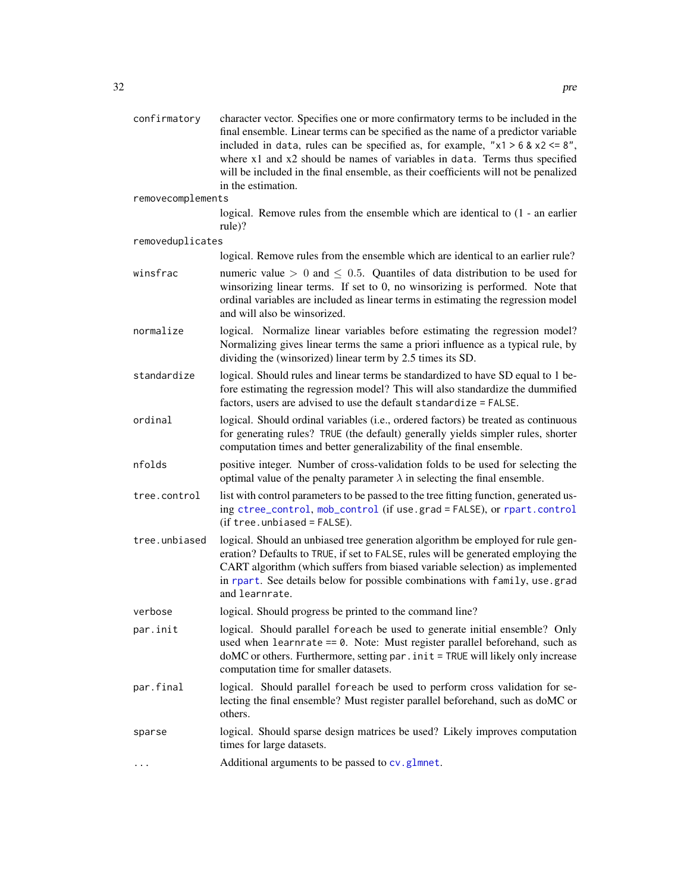`confirmatory`
: character vector. Specifies one or more confirmatory terms to be included in the final ensemble. Linear terms can be specified as the name of a predictor variable included in `data`, rules can be specified as, for example, `"x1 > 6 & x2 <= 8"`, where x1 and x2 should be names of variables in `data`. Terms thus specified will be included in the final ensemble, as their coefficients will not be penalized in the estimation.

`removecomplements`
: logical. Remove rules from the ensemble which are identical to (1 - an earlier rule)?

`removeduplicates`
: logical. Remove rules from the ensemble which are identical to an earlier rule?

`winsfrac`
: numeric value $> 0$ and $\leq 0.5$. Quantiles of data distribution to be used for winsorizing linear terms. If set to 0, no winsorizing is performed. Note that ordinal variables are included as linear terms in estimating the regression model and will also be winsorized.

`normalize`
: logical. Normalize linear variables before estimating the regression model? Normalizing gives linear terms the same a priori influence as a typical rule, by dividing the (winsorized) linear term by 2.5 times its SD.

`standardize`
: logical. Should rules and linear terms be standardized to have SD equal to 1 before estimating the regression model? This will also standardize the dummified factors, users are advised to use the default `standardize = FALSE`.

`ordinal`
: logical. Should ordinal variables (i.e., ordered factors) be treated as continuous for generating rules? `TRUE` (the default) generally yields simpler rules, shorter computation times and better generalizability of the final ensemble.

`nfolds`
: positive integer. Number of cross-validation folds to be used for selecting the optimal value of the penalty parameter $\lambda$ in selecting the final ensemble.

`tree.control`
: list with control parameters to be passed to the tree fitting function, generated using `ctree_control`, `mob_control` (if `use.grad = FALSE`), or `rpart.control` (if `tree.unbiased = FALSE`).

`tree.unbiased`
: logical. Should an unbiased tree generation algorithm be employed for rule generation? Defaults to `TRUE`, if set to `FALSE`, rules will be generated employing the CART algorithm (which suffers from biased variable selection) as implemented in `rpart`. See details below for possible combinations with `family`, `use.grad` and `learnrate`.

`verbose`
: logical. Should progress be printed to the command line?

`par.init`
: logical. Should parallel `foreach` be used to generate initial ensemble? Only used when `learnrate == 0`. Note: Must register parallel beforehand, such as doMC or others. Furthermore, setting `par.init = TRUE` will likely only increase computation time for smaller datasets.

`par.final`
: logical. Should parallel `foreach` be used to perform cross validation for selecting the final ensemble? Must register parallel beforehand, such as doMC or others.

`sparse`
: logical. Should sparse design matrices be used? Likely improves computation times for large datasets.

`...`
: Additional arguments to be passed to `cv.glmnet`.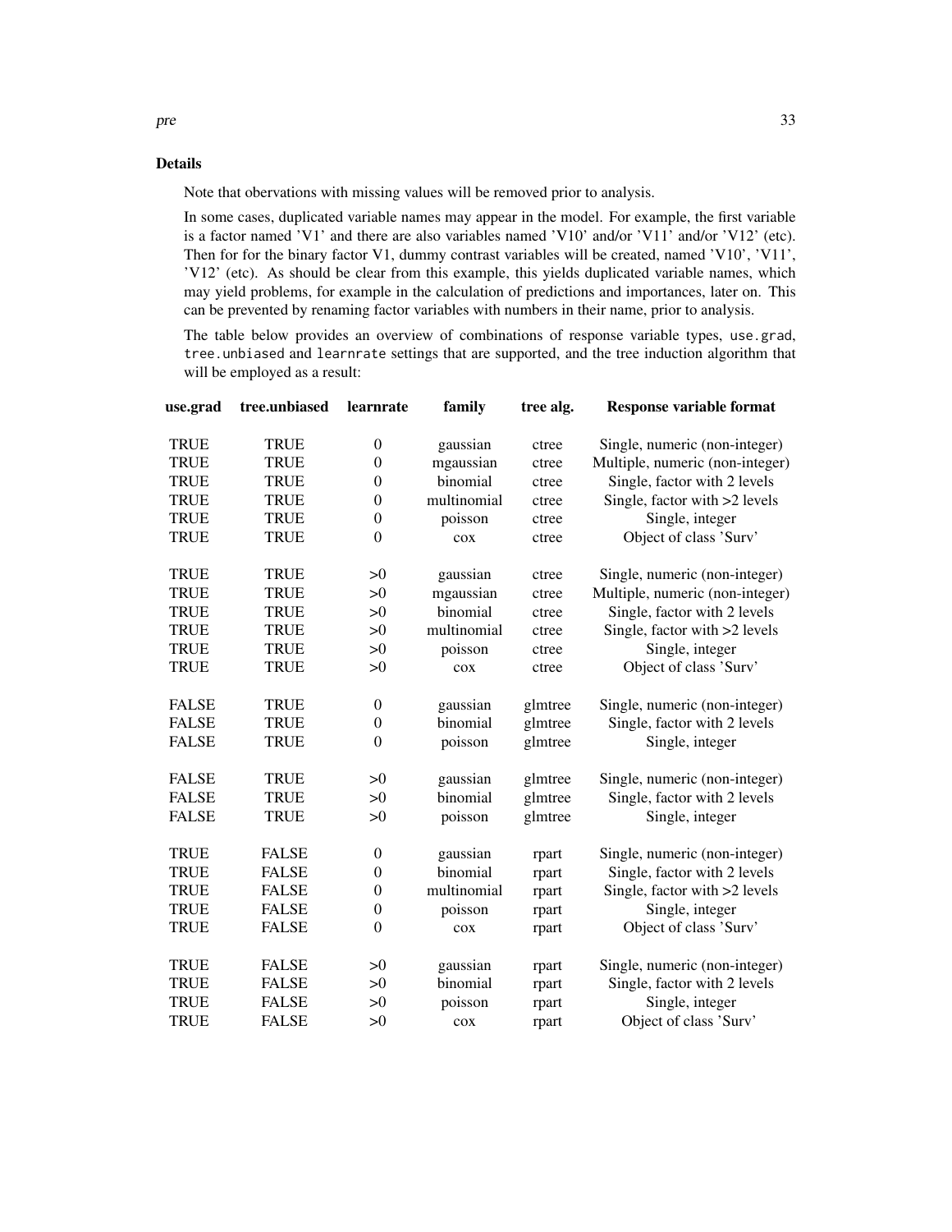## Details

Note that obervations with missing values will be removed prior to analysis.

In some cases, duplicated variable names may appear in the model. For example, the first variable is a factor named 'V1' and there are also variables named 'V10' and/or 'V11' and/or 'V12' (etc). Then for for the binary factor V1, dummy contrast variables will be created, named 'V10', 'V11', 'V12' (etc). As should be clear from this example, this yields duplicated variable names, which may yield problems, for example in the calculation of predictions and importances, later on. This can be prevented by renaming factor variables with numbers in their name, prior to analysis.

The table below provides an overview of combinations of response variable types, `use.grad`, `tree.unbiased` and `learnrate` settings that are supported, and the tree induction algorithm that will be employed as a result:

| use.grad | tree.unbiased | learnrate | family | tree alg. | Response variable format |
|---|---|---|---|---|---|
| TRUE | TRUE | 0 | gaussian | ctree | Single, numeric (non-integer) |
| TRUE | TRUE | 0 | mgaussian | ctree | Multiple, numeric (non-integer) |
| TRUE | TRUE | 0 | binomial | ctree | Single, factor with 2 levels |
| TRUE | TRUE | 0 | multinomial | ctree | Single, factor with >2 levels |
| TRUE | TRUE | 0 | poisson | ctree | Single, integer |
| TRUE | TRUE | 0 | cox | ctree | Object of class 'Surv' |
| TRUE | TRUE | >0 | gaussian | ctree | Single, numeric (non-integer) |
| TRUE | TRUE | >0 | mgaussian | ctree | Multiple, numeric (non-integer) |
| TRUE | TRUE | >0 | binomial | ctree | Single, factor with 2 levels |
| TRUE | TRUE | >0 | multinomial | ctree | Single, factor with >2 levels |
| TRUE | TRUE | >0 | poisson | ctree | Single, integer |
| TRUE | TRUE | >0 | cox | ctree | Object of class 'Surv' |
| FALSE | TRUE | 0 | gaussian | glmtree | Single, numeric (non-integer) |
| FALSE | TRUE | 0 | binomial | glmtree | Single, factor with 2 levels |
| FALSE | TRUE | 0 | poisson | glmtree | Single, integer |
| FALSE | TRUE | >0 | gaussian | glmtree | Single, numeric (non-integer) |
| FALSE | TRUE | >0 | binomial | glmtree | Single, factor with 2 levels |
| FALSE | TRUE | >0 | poisson | glmtree | Single, integer |
| TRUE | FALSE | 0 | gaussian | rpart | Single, numeric (non-integer) |
| TRUE | FALSE | 0 | binomial | rpart | Single, factor with 2 levels |
| TRUE | FALSE | 0 | multinomial | rpart | Single, factor with >2 levels |
| TRUE | FALSE | 0 | poisson | rpart | Single, integer |
| TRUE | FALSE | 0 | cox | rpart | Object of class 'Surv' |
| TRUE | FALSE | >0 | gaussian | rpart | Single, numeric (non-integer) |
| TRUE | FALSE | >0 | binomial | rpart | Single, factor with 2 levels |
| TRUE | FALSE | >0 | poisson | rpart | Single, integer |
| TRUE | FALSE | >0 | cox | rpart | Object of class 'Surv' |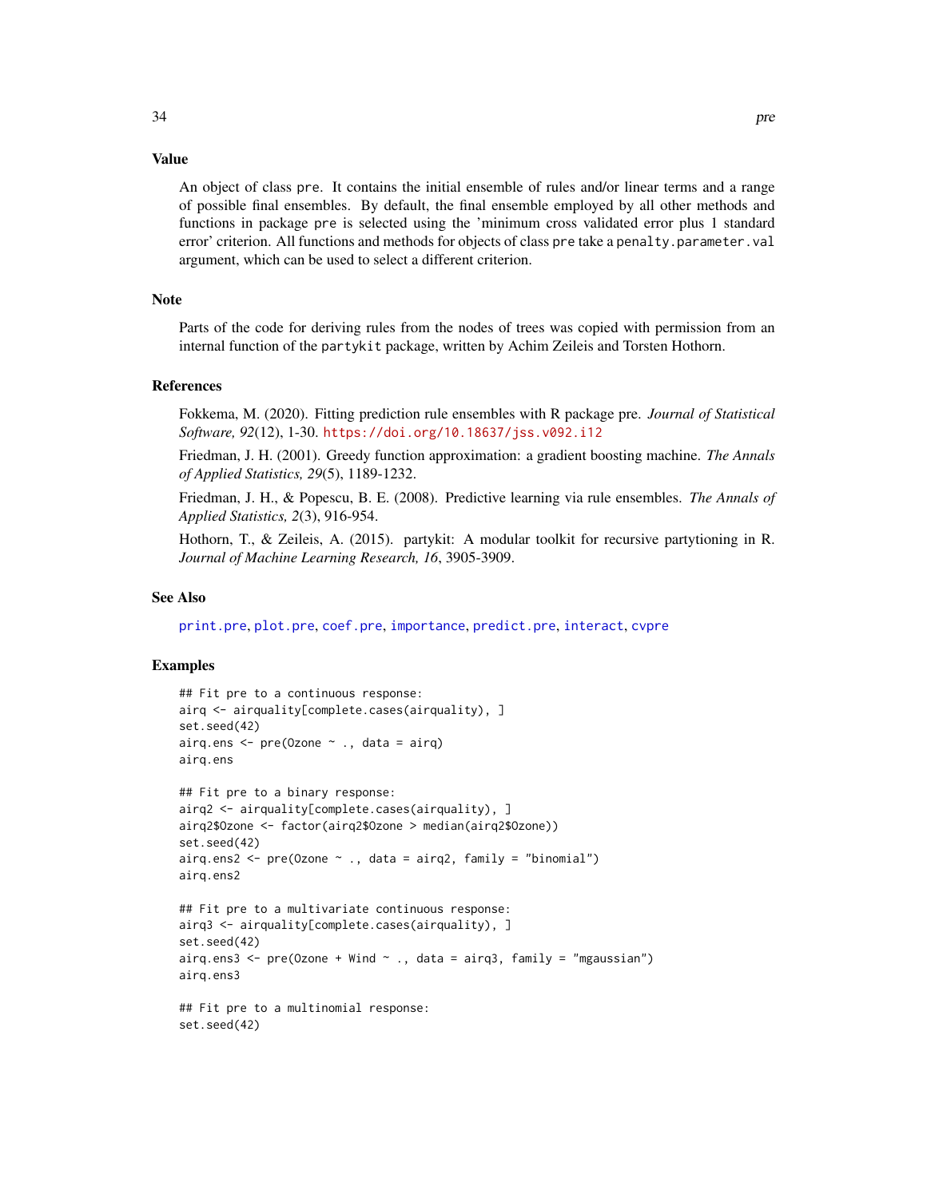## Value

An object of class `pre`. It contains the initial ensemble of rules and/or linear terms and a range of possible final ensembles. By default, the final ensemble employed by all other methods and functions in package `pre` is selected using the 'minimum cross validated error plus 1 standard error' criterion. All functions and methods for objects of class `pre` take a `penalty.parameter.val` argument, which can be used to select a different criterion.

## Note

Parts of the code for deriving rules from the nodes of trees was copied with permission from an internal function of the `partykit` package, written by Achim Zeileis and Torsten Hothorn.

## References

Fokkema, M. (2020). Fitting prediction rule ensembles with R package pre. *Journal of Statistical Software, 92*(12), 1-30. https://doi.org/10.18637/jss.v092.i12

Friedman, J. H. (2001). Greedy function approximation: a gradient boosting machine. *The Annals of Applied Statistics, 29*(5), 1189-1232.

Friedman, J. H., & Popescu, B. E. (2008). Predictive learning via rule ensembles. *The Annals of Applied Statistics, 2*(3), 916-954.

Hothorn, T., & Zeileis, A. (2015). partykit: A modular toolkit for recursive partytioning in R. *Journal of Machine Learning Research, 16*, 3905-3909.

## See Also

`print.pre`, `plot.pre`, `coef.pre`, `importance`, `predict.pre`, `interact`, `cvpre`

## Examples

```
## Fit pre to a continuous response:
airq <- airquality[complete.cases(airquality), ]
set.seed(42)
airq.ens <- pre(Ozone ~ ., data = airq)
airq.ens

## Fit pre to a binary response:
airq2 <- airquality[complete.cases(airquality), ]
airq2$Ozone <- factor(airq2$Ozone > median(airq2$Ozone))
set.seed(42)
airq.ens2 <- pre(Ozone ~ ., data = airq2, family = "binomial")
airq.ens2

## Fit pre to a multivariate continuous response:
airq3 <- airquality[complete.cases(airquality), ]
set.seed(42)
airq.ens3 <- pre(Ozone + Wind ~ ., data = airq3, family = "mgaussian")
airq.ens3

## Fit pre to a multinomial response:
set.seed(42)
```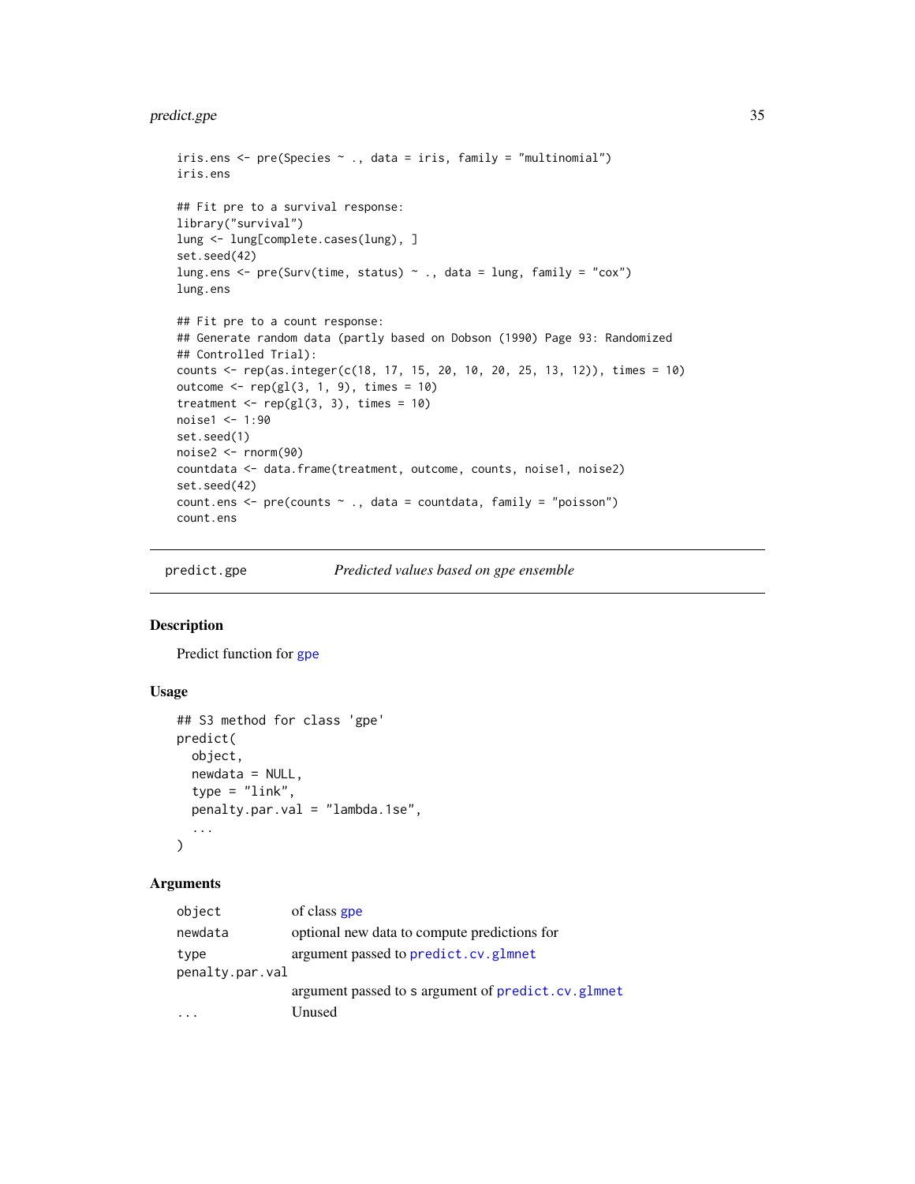```
iris.ens <- pre(Species ~ ., data = iris, family = "multinomial")
iris.ens

## Fit pre to a survival response:
library("survival")
lung <- lung[complete.cases(lung), ]
set.seed(42)
lung.ens <- pre(Surv(time, status) ~ ., data = lung, family = "cox")
lung.ens

## Fit pre to a count response:
## Generate random data (partly based on Dobson (1990) Page 93: Randomized
## Controlled Trial):
counts <- rep(as.integer(c(18, 17, 15, 20, 10, 20, 25, 13, 12)), times = 10)
outcome <- rep(gl(3, 1, 9), times = 10)
treatment <- rep(gl(3, 3), times = 10)
noise1 <- 1:90
set.seed(1)
noise2 <- rnorm(90)
countdata <- data.frame(treatment, outcome, counts, noise1, noise2)
set.seed(42)
count.ens <- pre(counts ~ ., data = countdata, family = "poisson")
count.ens
```

---

predict.gpe *Predicted values based on gpe ensemble*

---

## Description

Predict function for gpe

## Usage

```
## S3 method for class 'gpe'
predict(
  object,
  newdata = NULL,
  type = "link",
  penalty.par.val = "lambda.1se",
  ...
)
```

## Arguments

| | |
|---|---|
| object | of class gpe |
| newdata | optional new data to compute predictions for |
| type | argument passed to predict.cv.glmnet |
| penalty.par.val | argument passed to s argument of predict.cv.glmnet |
| ... | Unused |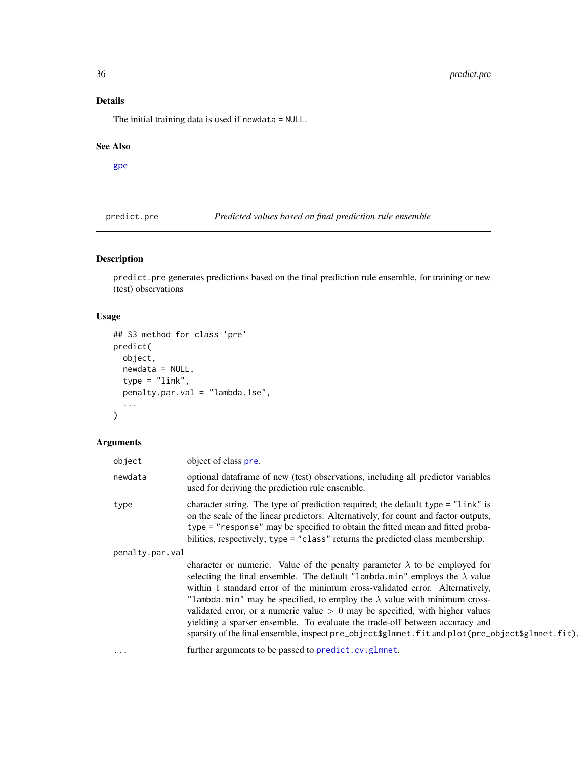## Details

The initial training data is used if newdata = NULL.

## See Also

gpe

---

predict.pre &nbsp;&nbsp;&nbsp;&nbsp; *Predicted values based on final prediction rule ensemble*

---

## Description

predict.pre generates predictions based on the final prediction rule ensemble, for training or new (test) observations

## Usage

```
## S3 method for class 'pre'
predict(
  object,
  newdata = NULL,
  type = "link",
  penalty.par.val = "lambda.1se",
  ...
)
```

## Arguments

| | |
|---|---|
| object | object of class pre. |
| newdata | optional dataframe of new (test) observations, including all predictor variables used for deriving the prediction rule ensemble. |
| type | character string. The type of prediction required; the default type = "link" is on the scale of the linear predictors. Alternatively, for count and factor outputs, type = "response" may be specified to obtain the fitted mean and fitted probabilities, respectively; type = "class" returns the predicted class membership. |
| penalty.par.val | character or numeric. Value of the penalty parameter $\lambda$ to be employed for selecting the final ensemble. The default "lambda.min" employs the $\lambda$ value within 1 standard error of the minimum cross-validated error. Alternatively, "lambda.min" may be specified, to employ the $\lambda$ value with minimum cross-validated error, or a numeric value $> 0$ may be specified, with higher values yielding a sparser ensemble. To evaluate the trade-off between accuracy and sparsity of the final ensemble, inspect pre_object$glmnet.fit and plot(pre_object$glmnet.fit). |
| ... | further arguments to be passed to predict.cv.glmnet. |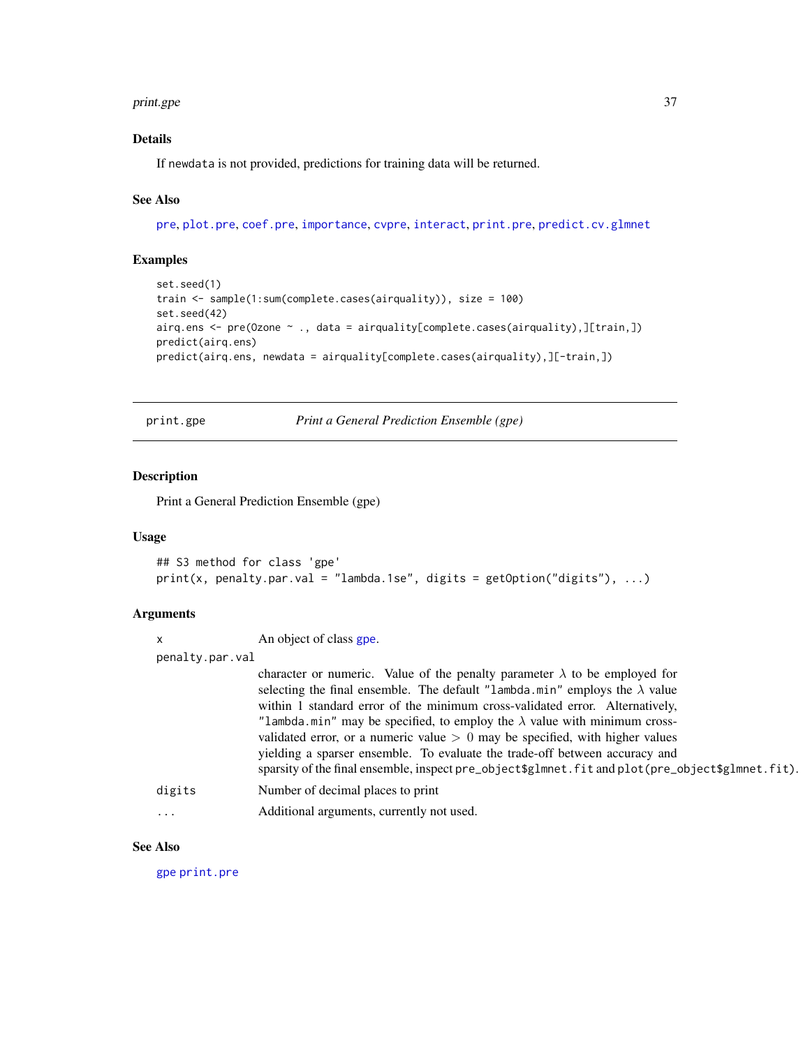### Details

If newdata is not provided, predictions for training data will be returned.

### See Also

pre, plot.pre, coef.pre, importance, cvpre, interact, print.pre, predict.cv.glmnet

### Examples

```
set.seed(1)
train <- sample(1:sum(complete.cases(airquality)), size = 100)
set.seed(42)
airq.ens <- pre(Ozone ~ ., data = airquality[complete.cases(airquality),][train,])
predict(airq.ens)
predict(airq.ens, newdata = airquality[complete.cases(airquality),][-train,])
```

---

## print.gpe — *Print a General Prediction Ensemble (gpe)*

---

### Description

Print a General Prediction Ensemble (gpe)

### Usage

```
## S3 method for class 'gpe'
print(x, penalty.par.val = "lambda.1se", digits = getOption("digits"), ...)
```

### Arguments

| Argument | Description |
|---|---|
| x | An object of class gpe. |
| penalty.par.val | character or numeric. Value of the penalty parameter $\lambda$ to be employed for selecting the final ensemble. The default "lambda.min" employs the $\lambda$ value within 1 standard error of the minimum cross-validated error. Alternatively, "lambda.min" may be specified, to employ the $\lambda$ value with minimum cross-validated error, or a numeric value $> 0$ may be specified, with higher values yielding a sparser ensemble. To evaluate the trade-off between accuracy and sparsity of the final ensemble, inspect pre_object$glmnet.fit and plot(pre_object$glmnet.fit). |
| digits | Number of decimal places to print |
| ... | Additional arguments, currently not used. |

### See Also

gpe print.pre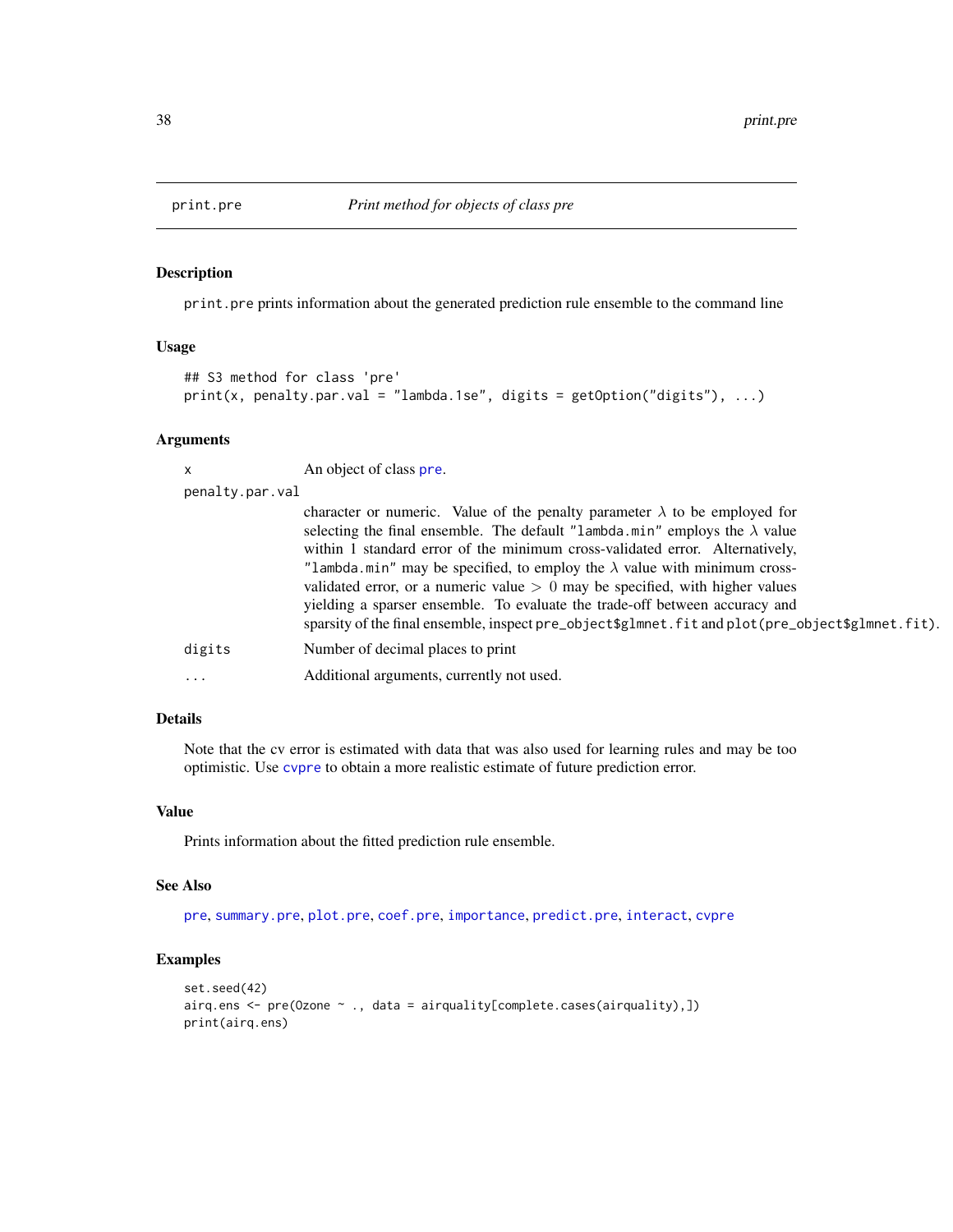# print.pre — *Print method for objects of class pre*

## Description

`print.pre` prints information about the generated prediction rule ensemble to the command line

## Usage

```
## S3 method for class 'pre'
print(x, penalty.par.val = "lambda.1se", digits = getOption("digits"), ...)
```

## Arguments

| Argument | Description |
| --- | --- |
| `x` | An object of class `pre`. |
| `penalty.par.val` | character or numeric. Value of the penalty parameter $\lambda$ to be employed for selecting the final ensemble. The default `"lambda.min"` employs the $\lambda$ value within 1 standard error of the minimum cross-validated error. Alternatively, `"lambda.min"` may be specified, to employ the $\lambda$ value with minimum cross-validated error, or a numeric value $> 0$ may be specified, with higher values yielding a sparser ensemble. To evaluate the trade-off between accuracy and sparsity of the final ensemble, inspect `pre_object$glmnet.fit` and `plot(pre_object$glmnet.fit)`. |
| `digits` | Number of decimal places to print |
| `...` | Additional arguments, currently not used. |

## Details

Note that the cv error is estimated with data that was also used for learning rules and may be too optimistic. Use `cvpre` to obtain a more realistic estimate of future prediction error.

## Value

Prints information about the fitted prediction rule ensemble.

## See Also

`pre`, `summary.pre`, `plot.pre`, `coef.pre`, `importance`, `predict.pre`, `interact`, `cvpre`

## Examples

```
set.seed(42)
airq.ens <- pre(Ozone ~ ., data = airquality[complete.cases(airquality),])
print(airq.ens)
```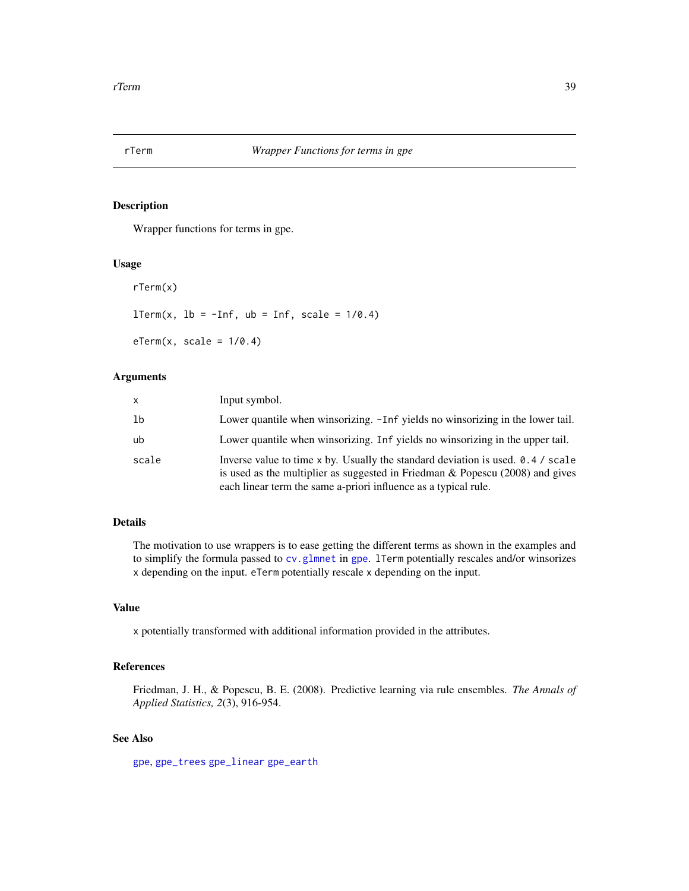## rTerm — *Wrapper Functions for terms in gpe*

### Description

Wrapper functions for terms in gpe.

### Usage

```
rTerm(x)

lTerm(x, lb = -Inf, ub = Inf, scale = 1/0.4)

eTerm(x, scale = 1/0.4)
```

### Arguments

| | |
|---|---|
| `x` | Input symbol. |
| `lb` | Lower quantile when winsorizing. `-Inf` yields no winsorizing in the lower tail. |
| `ub` | Lower quantile when winsorizing. `Inf` yields no winsorizing in the upper tail. |
| `scale` | Inverse value to time `x` by. Usually the standard deviation is used. `0.4 / scale` is used as the multiplier as suggested in Friedman & Popescu (2008) and gives each linear term the same a-priori influence as a typical rule. |

### Details

The motivation to use wrappers is to ease getting the different terms as shown in the examples and to simplify the formula passed to `cv.glmnet` in `gpe`. `lTerm` potentially rescales and/or winsorizes `x` depending on the input. `eTerm` potentially rescale `x` depending on the input.

### Value

`x` potentially transformed with additional information provided in the attributes.

### References

Friedman, J. H., & Popescu, B. E. (2008). Predictive learning via rule ensembles. *The Annals of Applied Statistics, 2*(3), 916-954.

### See Also

`gpe`, `gpe_trees` `gpe_linear` `gpe_earth`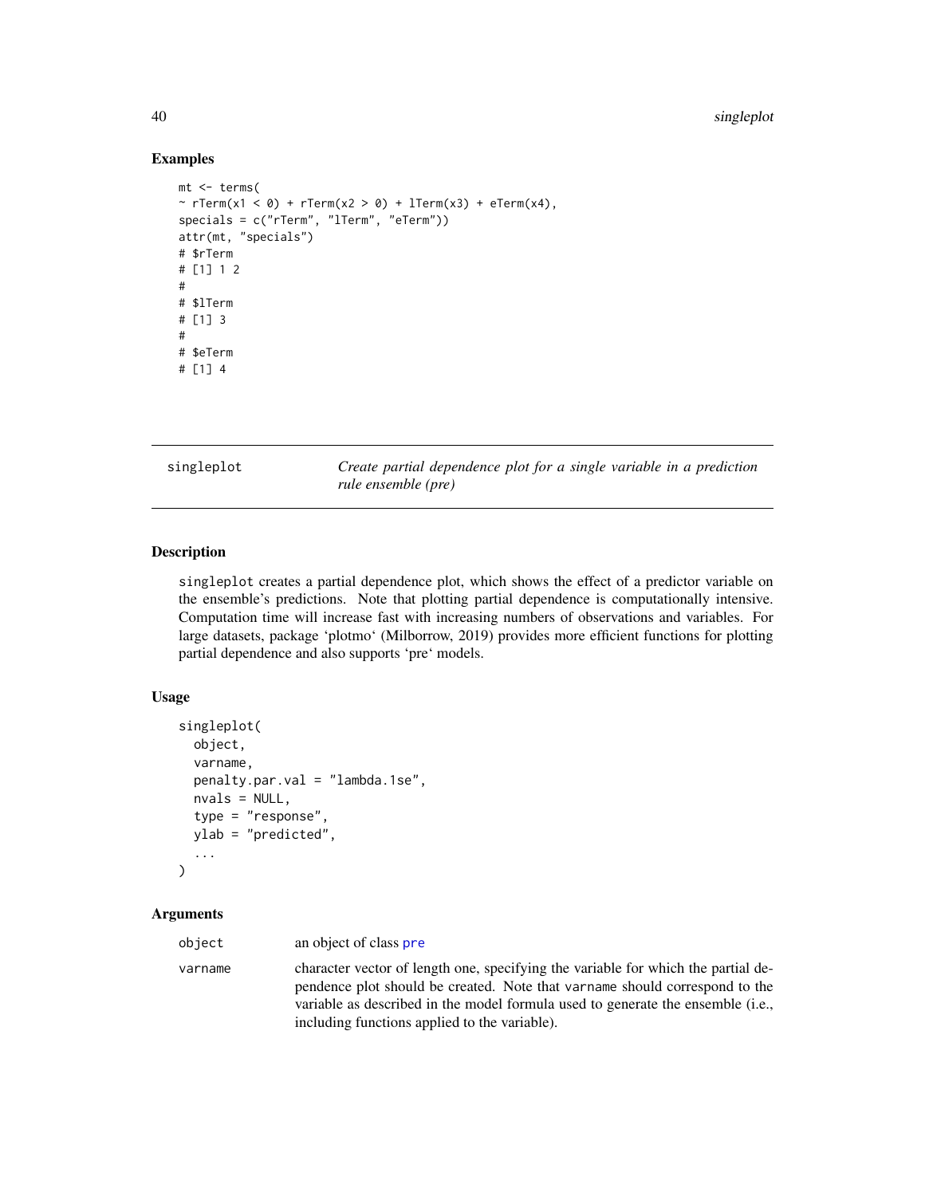## Examples

```
mt <- terms(
~ rTerm(x1 < 0) + rTerm(x2 > 0) + lTerm(x3) + eTerm(x4),
specials = c("rTerm", "lTerm", "eTerm"))
attr(mt, "specials")
# $rTerm
# [1] 1 2
#
# $lTerm
# [1] 3
#
# $eTerm
# [1] 4
```

---

# singleplot — *Create partial dependence plot for a single variable in a prediction rule ensemble (pre)*

---

## Description

singleplot creates a partial dependence plot, which shows the effect of a predictor variable on the ensemble's predictions. Note that plotting partial dependence is computationally intensive. Computation time will increase fast with increasing numbers of observations and variables. For large datasets, package 'plotmo' (Milborrow, 2019) provides more efficient functions for plotting partial dependence and also supports 'pre' models.

## Usage

```
singleplot(
  object,
  varname,
  penalty.par.val = "lambda.1se",
  nvals = NULL,
  type = "response",
  ylab = "predicted",
  ...
)
```

## Arguments

| | |
|---|---|
| object | an object of class pre |
| varname | character vector of length one, specifying the variable for which the partial dependence plot should be created. Note that varname should correspond to the variable as described in the model formula used to generate the ensemble (i.e., including functions applied to the variable). |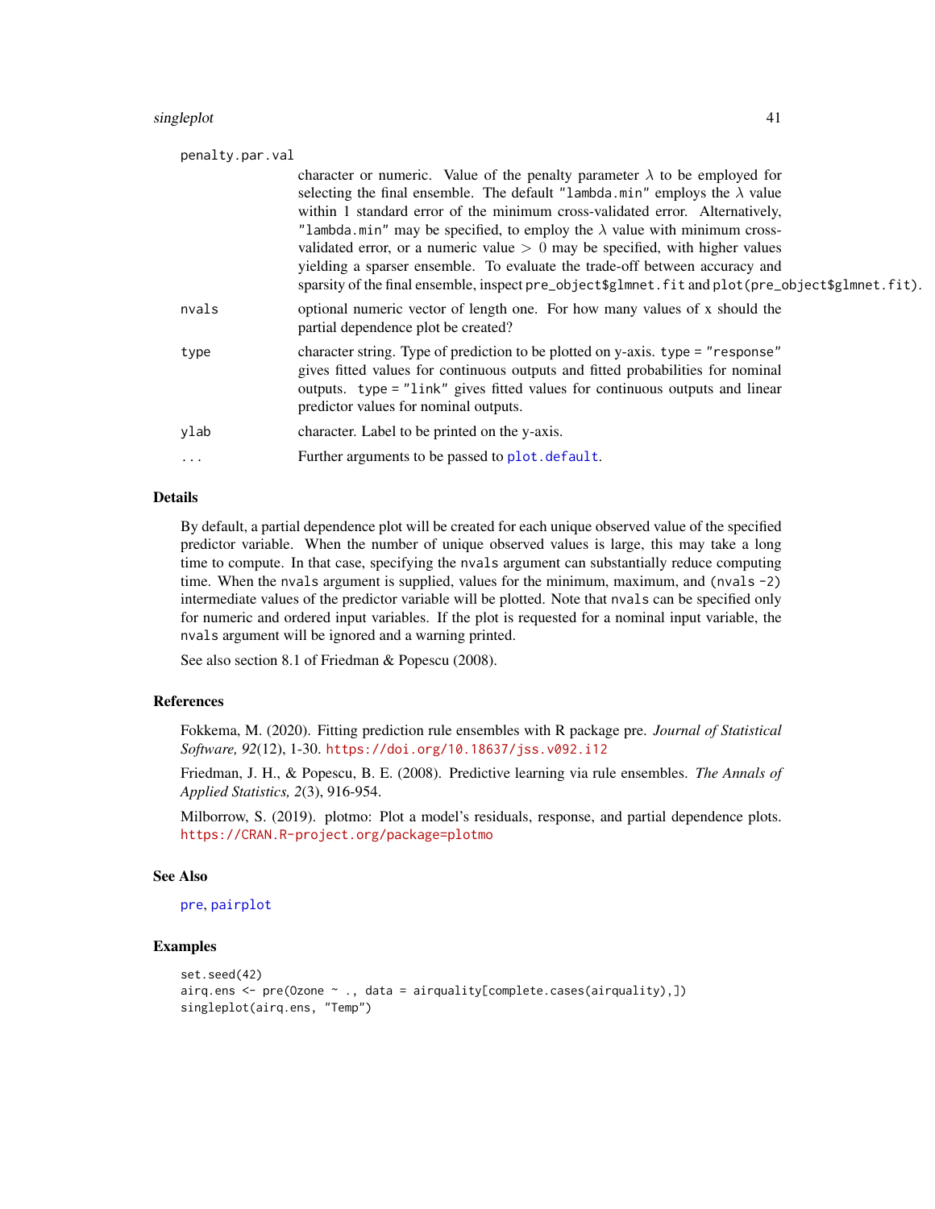**penalty.par.val**
: character or numeric. Value of the penalty parameter $\lambda$ to be employed for selecting the final ensemble. The default `"lambda.min"` employs the $\lambda$ value within 1 standard error of the minimum cross-validated error. Alternatively, `"lambda.min"` may be specified, to employ the $\lambda$ value with minimum cross-validated error, or a numeric value $> 0$ may be specified, with higher values yielding a sparser ensemble. To evaluate the trade-off between accuracy and sparsity of the final ensemble, inspect `pre_object$glmnet.fit` and `plot(pre_object$glmnet.fit)`.

**nvals**
: optional numeric vector of length one. For how many values of x should the partial dependence plot be created?

**type**
: character string. Type of prediction to be plotted on y-axis. `type = "response"` gives fitted values for continuous outputs and fitted probabilities for nominal outputs. `type = "link"` gives fitted values for continuous outputs and linear predictor values for nominal outputs.

**ylab**
: character. Label to be printed on the y-axis.

**...**
: Further arguments to be passed to `plot.default`.

## Details

By default, a partial dependence plot will be created for each unique observed value of the specified predictor variable. When the number of unique observed values is large, this may take a long time to compute. In that case, specifying the `nvals` argument can substantially reduce computing time. When the `nvals` argument is supplied, values for the minimum, maximum, and `(nvals -2)` intermediate values of the predictor variable will be plotted. Note that `nvals` can be specified only for numeric and ordered input variables. If the plot is requested for a nominal input variable, the `nvals` argument will be ignored and a warning printed.

See also section 8.1 of Friedman & Popescu (2008).

## References

Fokkema, M. (2020). Fitting prediction rule ensembles with R package pre. *Journal of Statistical Software, 92*(12), 1-30. https://doi.org/10.18637/jss.v092.i12

Friedman, J. H., & Popescu, B. E. (2008). Predictive learning via rule ensembles. *The Annals of Applied Statistics, 2*(3), 916-954.

Milborrow, S. (2019). plotmo: Plot a model's residuals, response, and partial dependence plots. https://CRAN.R-project.org/package=plotmo

## See Also

`pre`, `pairplot`

## Examples

```
set.seed(42)
airq.ens <- pre(Ozone ~ ., data = airquality[complete.cases(airquality),])
singleplot(airq.ens, "Temp")
```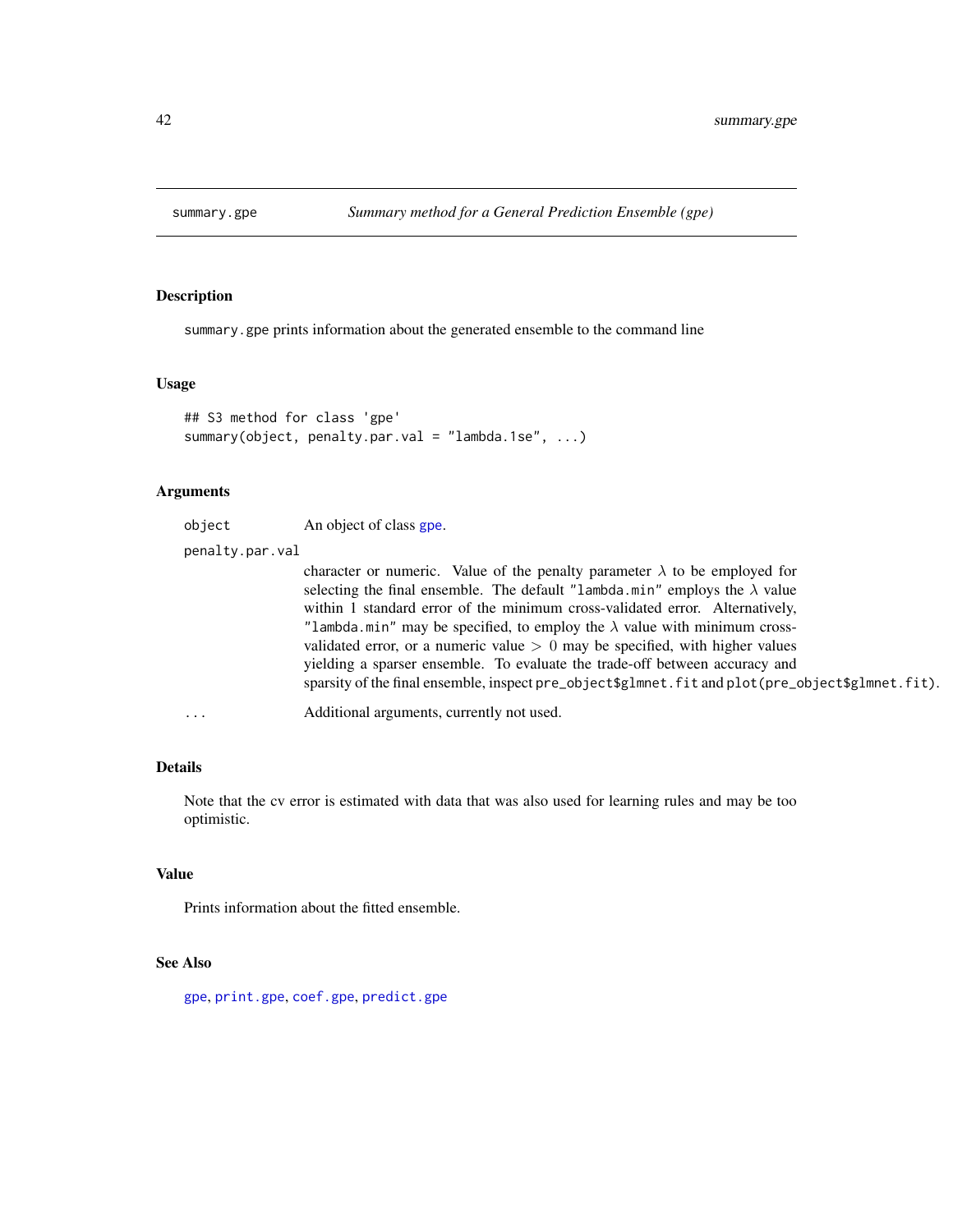# summary.gpe — *Summary method for a General Prediction Ensemble (gpe)*

## Description

summary.gpe prints information about the generated ensemble to the command line

## Usage

```
## S3 method for class 'gpe'
summary(object, penalty.par.val = "lambda.1se", ...)
```

## Arguments

object
: An object of class gpe.

penalty.par.val
: character or numeric. Value of the penalty parameter $\lambda$ to be employed for selecting the final ensemble. The default "lambda.min" employs the $\lambda$ value within 1 standard error of the minimum cross-validated error. Alternatively, "lambda.min" may be specified, to employ the $\lambda$ value with minimum cross-validated error, or a numeric value $> 0$ may be specified, with higher values yielding a sparser ensemble. To evaluate the trade-off between accuracy and sparsity of the final ensemble, inspect pre_object$glmnet.fit and plot(pre_object$glmnet.fit).

...
: Additional arguments, currently not used.

## Details

Note that the cv error is estimated with data that was also used for learning rules and may be too optimistic.

## Value

Prints information about the fitted ensemble.

## See Also

gpe, print.gpe, coef.gpe, predict.gpe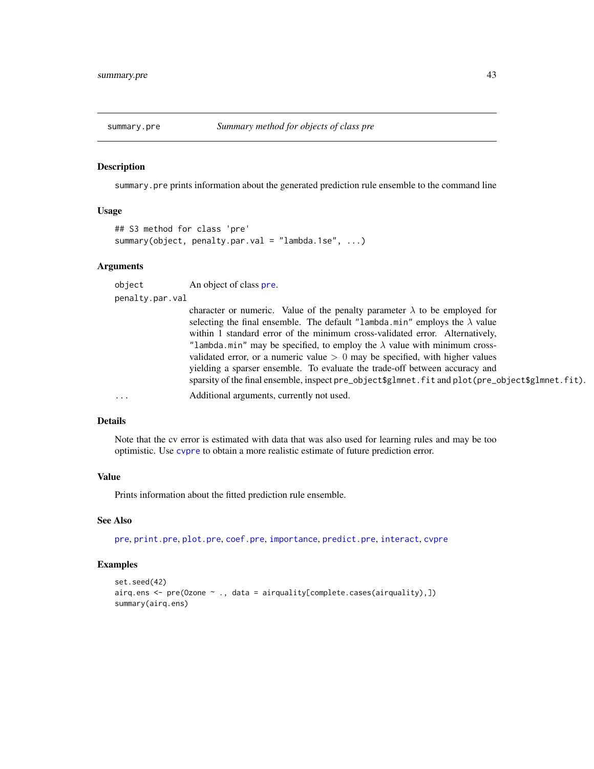## summary.pre — *Summary method for objects of class pre*

### Description

`summary.pre` prints information about the generated prediction rule ensemble to the command line

### Usage

```
## S3 method for class 'pre'
summary(object, penalty.par.val = "lambda.1se", ...)
```

### Arguments

`object` An object of class `pre`.

`penalty.par.val` character or numeric. Value of the penalty parameter $\lambda$ to be employed for selecting the final ensemble. The default `"lambda.min"` employs the $\lambda$ value within 1 standard error of the minimum cross-validated error. Alternatively, `"lambda.min"` may be specified, to employ the $\lambda$ value with minimum cross-validated error, or a numeric value $> 0$ may be specified, with higher values yielding a sparser ensemble. To evaluate the trade-off between accuracy and sparsity of the final ensemble, inspect `pre_object$glmnet.fit` and `plot(pre_object$glmnet.fit)`.

`...` Additional arguments, currently not used.

### Details

Note that the cv error is estimated with data that was also used for learning rules and may be too optimistic. Use `cvpre` to obtain a more realistic estimate of future prediction error.

### Value

Prints information about the fitted prediction rule ensemble.

### See Also

`pre`, `print.pre`, `plot.pre`, `coef.pre`, `importance`, `predict.pre`, `interact`, `cvpre`

### Examples

```
set.seed(42)
airq.ens <- pre(Ozone ~ ., data = airquality[complete.cases(airquality),])
summary(airq.ens)
```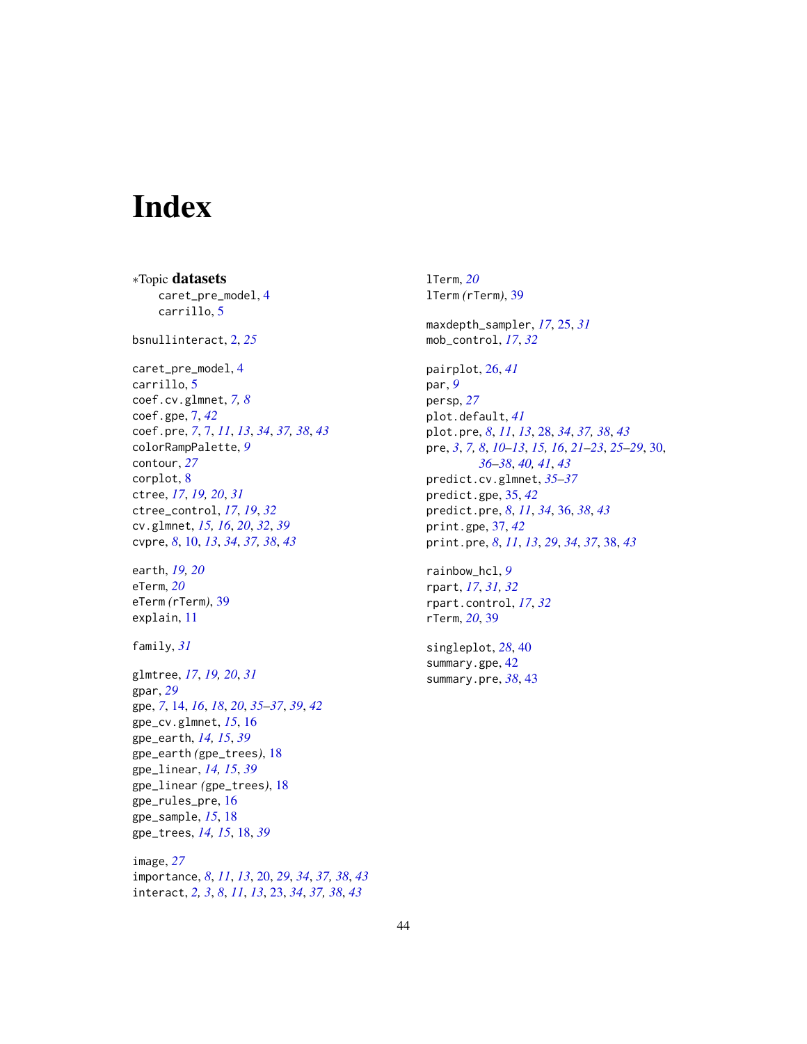# Index

∗Topic **datasets**
  caret_pre_model, 4
  carrillo, 5

bsnullinteract, 2, *25*

caret_pre_model, 4
carrillo, 5
coef.cv.glmnet, *7, 8*
coef.gpe, 7, *42*
coef.pre, *7*, 7, *11*, *13*, *34*, *37, 38*, *43*
colorRampPalette, *9*
contour, *27*
corplot, 8
ctree, *17*, *19, 20*, *31*
ctree_control, *17*, *19*, *32*
cv.glmnet, *15, 16*, *20*, *32*, *39*
cvpre, *8*, 10, *13*, *34*, *37, 38*, *43*

earth, *19, 20*
eTerm, *20*
eTerm *(*rTerm*)*, 39
explain, 11

family, *31*

glmtree, *17*, *19, 20*, *31*
gpar, *29*
gpe, *7*, 14, *16*, *18*, *20*, *35–37*, *39*, *42*
gpe_cv.glmnet, *15*, 16
gpe_earth, *14, 15*, *39*
gpe_earth *(*gpe_trees*)*, 18
gpe_linear, *14, 15*, *39*
gpe_linear *(*gpe_trees*)*, 18
gpe_rules_pre, 16
gpe_sample, *15*, 18
gpe_trees, *14, 15*, 18, *39*

image, *27*
importance, *8*, *11*, *13*, 20, *29*, *34*, *37, 38*, *43*
interact, *2, 3*, *8*, *11*, *13*, 23, *34*, *37, 38*, *43*

lTerm, *20*
lTerm *(*rTerm*)*, 39

maxdepth_sampler, *17*, 25, *31*
mob_control, *17*, *32*

pairplot, 26, *41*
par, *9*
persp, *27*
plot.default, *41*
plot.pre, *8*, *11*, *13*, 28, *34*, *37, 38*, *43*
pre, *3*, *7, 8*, *10–13*, *15, 16*, *21–23*, *25–29*, 30, *36–38*, *40, 41*, *43*
predict.cv.glmnet, *35–37*
predict.gpe, 35, *42*
predict.pre, *8*, *11*, *34*, 36, *38*, *43*
print.gpe, 37, *42*
print.pre, *8*, *11*, *13*, *29*, *34*, *37*, 38, *43*

rainbow_hcl, *9*
rpart, *17*, *31, 32*
rpart.control, *17*, *32*
rTerm, *20*, 39

singleplot, *28*, 40
summary.gpe, 42
summary.pre, *38*, 43